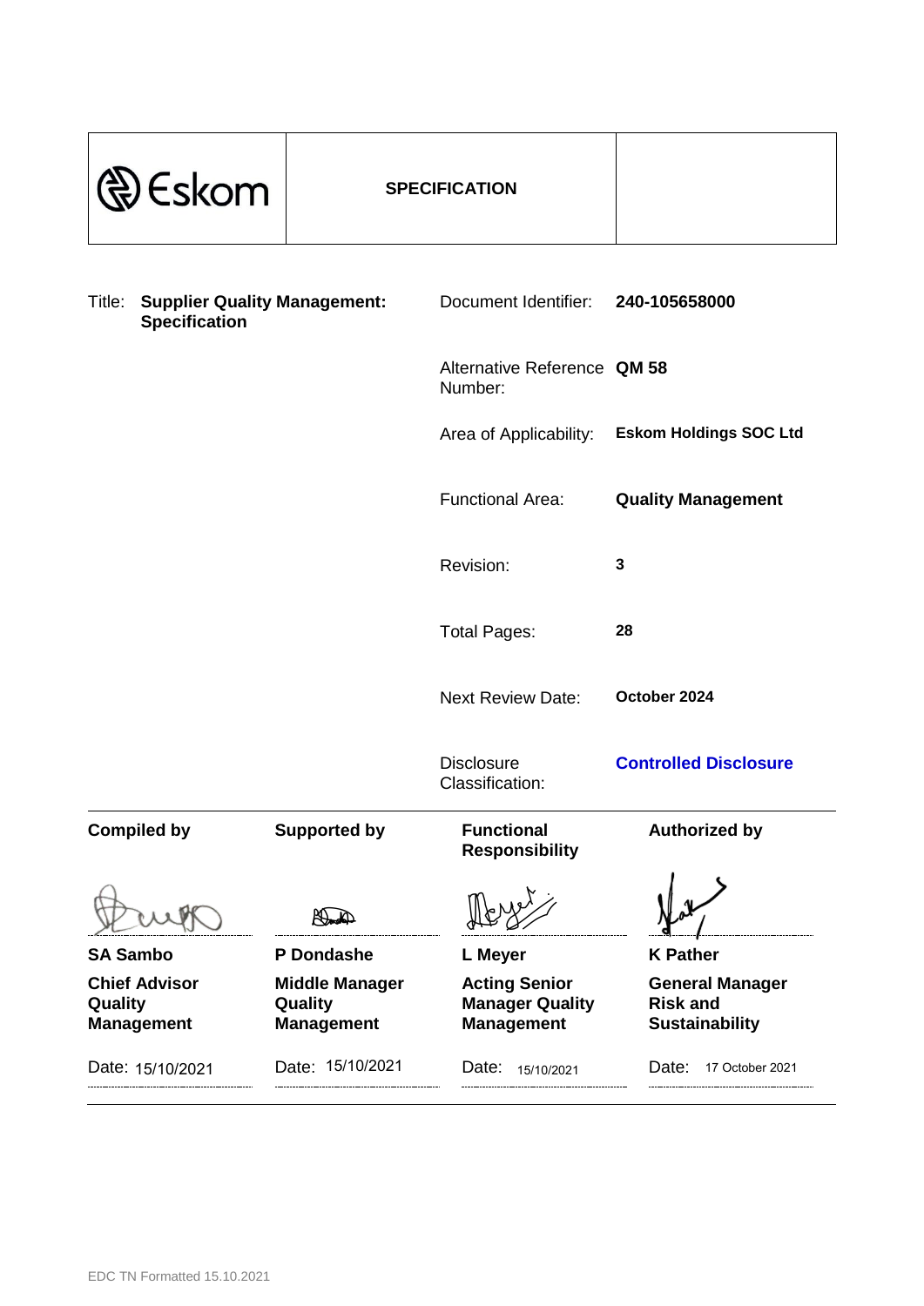| Eskom | **SPECIFICATION** | |
|---|---|---|

Title: **Supplier Quality Management: Specification**

| | |
|---|---|
| Document Identifier: | **240-105658000** |
| Alternative Reference Number: | **QM 58** |
| Area of Applicability: | **Eskom Holdings SOC Ltd** |
| Functional Area: | **Quality Management** |
| Revision: | **3** |
| Total Pages: | **28** |
| Next Review Date: | **October 2024** |
| Disclosure Classification: | **Controlled Disclosure** |

| **Compiled by** | **Supported by** | **Functional Responsibility** | **Authorized by** |
|---|---|---|---|
| **SA Sambo** | **P Dondashe** | **L Meyer** | **K Pather** |
| **Chief Advisor Quality Management** | **Middle Manager Quality Management** | **Acting Senior Manager Quality Management** | **General Manager Risk and Sustainability** |
| Date: 15/10/2021 | Date: 15/10/2021 | Date: 15/10/2021 | Date: 17 October 2021 |

EDC TN Formatted 15.10.2021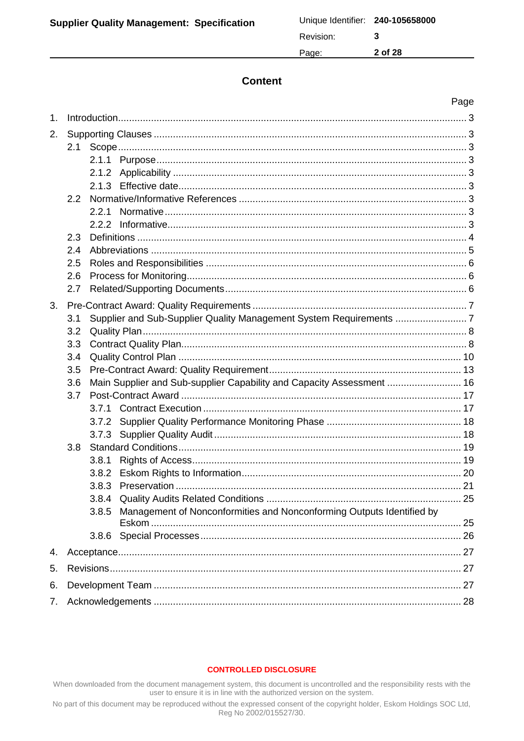# Content

| | Page |
|---|---|
| 1. Introduction | 3 |
| 2. Supporting Clauses | 3 |
| 2.1 Scope | 3 |
| 2.1.1 Purpose | 3 |
| 2.1.2 Applicability | 3 |
| 2.1.3 Effective date | 3 |
| 2.2 Normative/Informative References | 3 |
| 2.2.1 Normative | 3 |
| 2.2.2 Informative | 3 |
| 2.3 Definitions | 4 |
| 2.4 Abbreviations | 5 |
| 2.5 Roles and Responsibilities | 6 |
| 2.6 Process for Monitoring | 6 |
| 2.7 Related/Supporting Documents | 6 |
| 3. Pre-Contract Award: Quality Requirements | 7 |
| 3.1 Supplier and Sub-Supplier Quality Management System Requirements | 7 |
| 3.2 Quality Plan | 8 |
| 3.3 Contract Quality Plan | 8 |
| 3.4 Quality Control Plan | 10 |
| 3.5 Pre-Contract Award: Quality Requirement | 13 |
| 3.6 Main Supplier and Sub-supplier Capability and Capacity Assessment | 16 |
| 3.7 Post-Contract Award | 17 |
| 3.7.1 Contract Execution | 17 |
| 3.7.2 Supplier Quality Performance Monitoring Phase | 18 |
| 3.7.3 Supplier Quality Audit | 18 |
| 3.8 Standard Conditions | 19 |
| 3.8.1 Rights of Access | 19 |
| 3.8.2 Eskom Rights to Information | 20 |
| 3.8.3 Preservation | 21 |
| 3.8.4 Quality Audits Related Conditions | 25 |
| 3.8.5 Management of Nonconformities and Nonconforming Outputs Identified by Eskom | 25 |
| 3.8.6 Special Processes | 26 |
| 4. Acceptance | 27 |
| 5. Revisions | 27 |
| 6. Development Team | 27 |
| 7. Acknowledgements | 28 |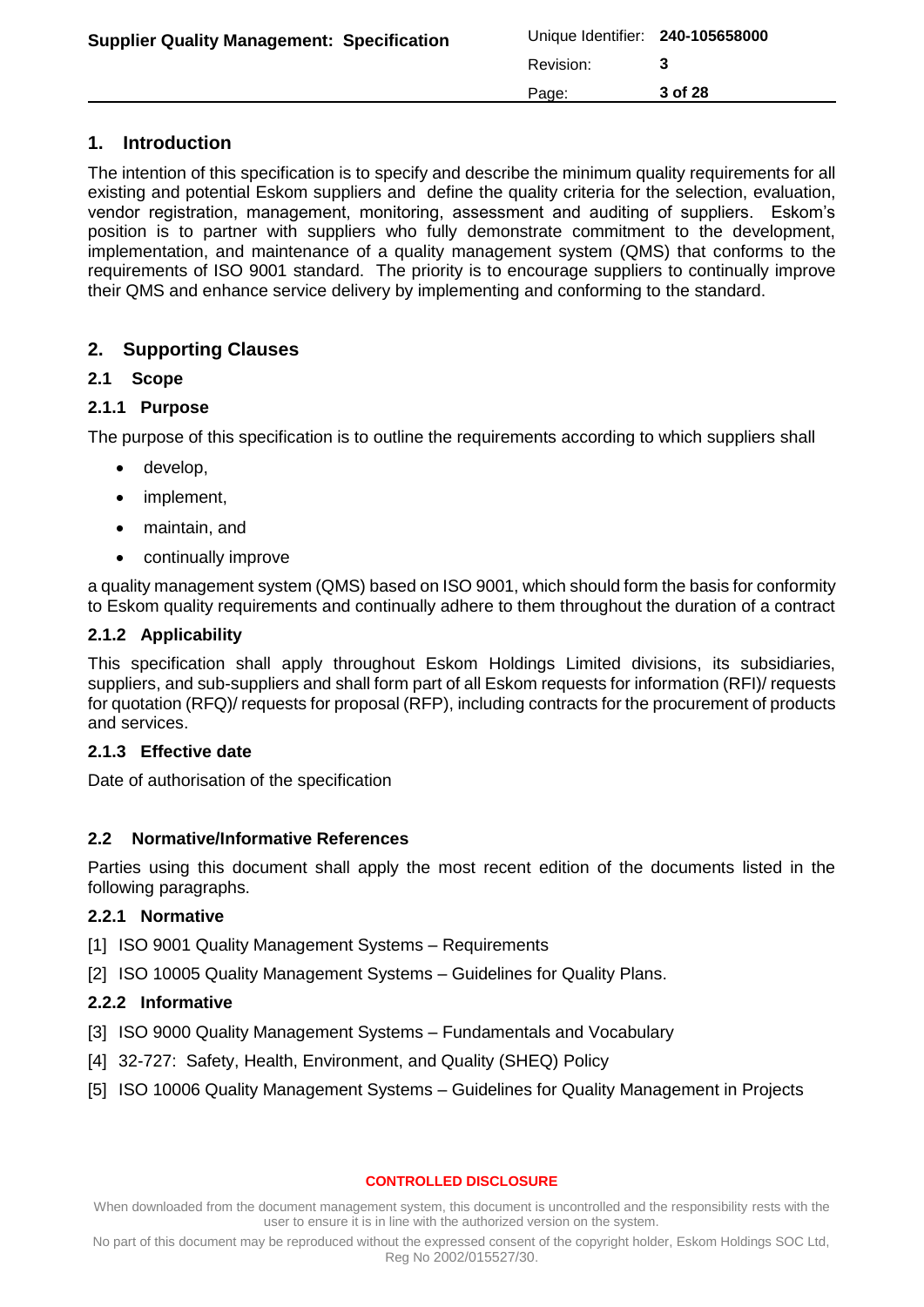## 1. Introduction

The intention of this specification is to specify and describe the minimum quality requirements for all existing and potential Eskom suppliers and define the quality criteria for the selection, evaluation, vendor registration, management, monitoring, assessment and auditing of suppliers. Eskom's position is to partner with suppliers who fully demonstrate commitment to the development, implementation, and maintenance of a quality management system (QMS) that conforms to the requirements of ISO 9001 standard. The priority is to encourage suppliers to continually improve their QMS and enhance service delivery by implementing and conforming to the standard.

## 2. Supporting Clauses

### 2.1 Scope

#### 2.1.1 Purpose

The purpose of this specification is to outline the requirements according to which suppliers shall

- develop,
- implement,
- maintain, and
- continually improve

a quality management system (QMS) based on ISO 9001, which should form the basis for conformity to Eskom quality requirements and continually adhere to them throughout the duration of a contract

#### 2.1.2 Applicability

This specification shall apply throughout Eskom Holdings Limited divisions, its subsidiaries, suppliers, and sub-suppliers and shall form part of all Eskom requests for information (RFI)/ requests for quotation (RFQ)/ requests for proposal (RFP), including contracts for the procurement of products and services.

#### 2.1.3 Effective date

Date of authorisation of the specification

### 2.2 Normative/Informative References

Parties using this document shall apply the most recent edition of the documents listed in the following paragraphs.

#### 2.2.1 Normative

[1] ISO 9001 Quality Management Systems – Requirements

[2] ISO 10005 Quality Management Systems – Guidelines for Quality Plans.

#### 2.2.2 Informative

[3] ISO 9000 Quality Management Systems – Fundamentals and Vocabulary

[4] 32-727: Safety, Health, Environment, and Quality (SHEQ) Policy

[5] ISO 10006 Quality Management Systems – Guidelines for Quality Management in Projects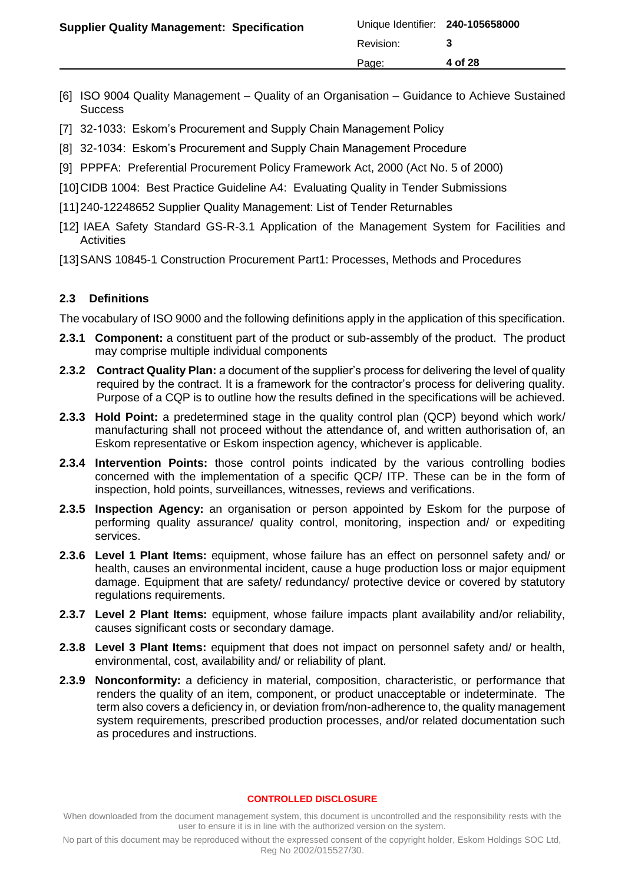[6] ISO 9004 Quality Management – Quality of an Organisation – Guidance to Achieve Sustained Success

[7] 32-1033: Eskom's Procurement and Supply Chain Management Policy

[8] 32-1034: Eskom's Procurement and Supply Chain Management Procedure

[9] PPPFA: Preferential Procurement Policy Framework Act, 2000 (Act No. 5 of 2000)

[10] CIDB 1004: Best Practice Guideline A4: Evaluating Quality in Tender Submissions

[11] 240-12248652 Supplier Quality Management: List of Tender Returnables

[12] IAEA Safety Standard GS-R-3.1 Application of the Management System for Facilities and Activities

[13] SANS 10845-1 Construction Procurement Part1: Processes, Methods and Procedures

### 2.3 Definitions

The vocabulary of ISO 9000 and the following definitions apply in the application of this specification.

**2.3.1 Component:** a constituent part of the product or sub-assembly of the product. The product may comprise multiple individual components

**2.3.2 Contract Quality Plan:** a document of the supplier's process for delivering the level of quality required by the contract. It is a framework for the contractor's process for delivering quality. Purpose of a CQP is to outline how the results defined in the specifications will be achieved.

**2.3.3 Hold Point:** a predetermined stage in the quality control plan (QCP) beyond which work/ manufacturing shall not proceed without the attendance of, and written authorisation of, an Eskom representative or Eskom inspection agency, whichever is applicable.

**2.3.4 Intervention Points:** those control points indicated by the various controlling bodies concerned with the implementation of a specific QCP/ ITP. These can be in the form of inspection, hold points, surveillances, witnesses, reviews and verifications.

**2.3.5 Inspection Agency:** an organisation or person appointed by Eskom for the purpose of performing quality assurance/ quality control, monitoring, inspection and/ or expediting services.

**2.3.6 Level 1 Plant Items:** equipment, whose failure has an effect on personnel safety and/ or health, causes an environmental incident, cause a huge production loss or major equipment damage. Equipment that are safety/ redundancy/ protective device or covered by statutory regulations requirements.

**2.3.7 Level 2 Plant Items:** equipment, whose failure impacts plant availability and/or reliability, causes significant costs or secondary damage.

**2.3.8 Level 3 Plant Items:** equipment that does not impact on personnel safety and/ or health, environmental, cost, availability and/ or reliability of plant.

**2.3.9 Nonconformity:** a deficiency in material, composition, characteristic, or performance that renders the quality of an item, component, or product unacceptable or indeterminate. The term also covers a deficiency in, or deviation from/non-adherence to, the quality management system requirements, prescribed production processes, and/or related documentation such as procedures and instructions.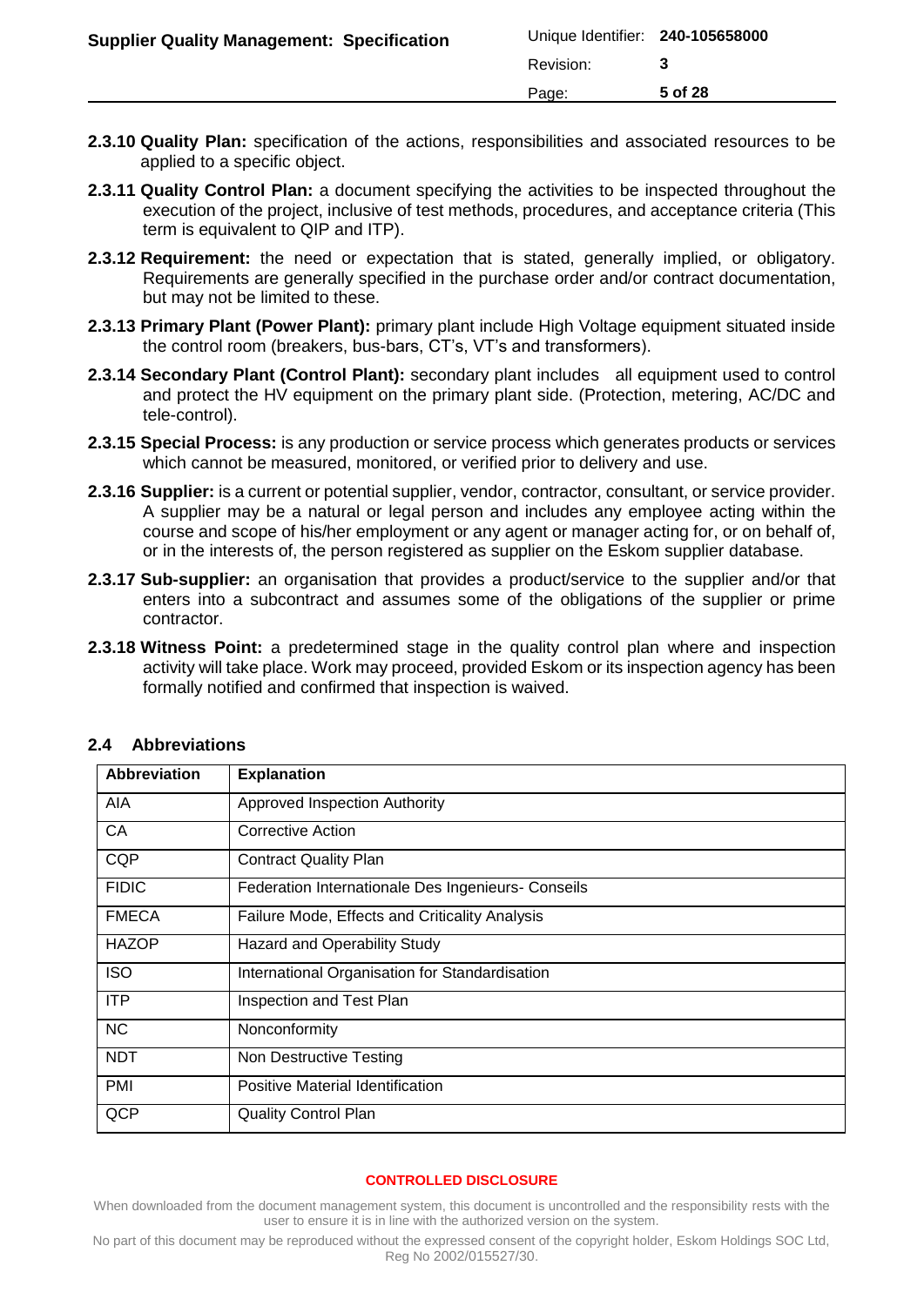**2.3.10 Quality Plan:** specification of the actions, responsibilities and associated resources to be applied to a specific object.

**2.3.11 Quality Control Plan:** a document specifying the activities to be inspected throughout the execution of the project, inclusive of test methods, procedures, and acceptance criteria (This term is equivalent to QIP and ITP).

**2.3.12 Requirement:** the need or expectation that is stated, generally implied, or obligatory. Requirements are generally specified in the purchase order and/or contract documentation, but may not be limited to these.

**2.3.13 Primary Plant (Power Plant):** primary plant include High Voltage equipment situated inside the control room (breakers, bus-bars, CT's, VT's and transformers).

**2.3.14 Secondary Plant (Control Plant):** secondary plant includes all equipment used to control and protect the HV equipment on the primary plant side. (Protection, metering, AC/DC and tele-control).

**2.3.15 Special Process:** is any production or service process which generates products or services which cannot be measured, monitored, or verified prior to delivery and use.

**2.3.16 Supplier:** is a current or potential supplier, vendor, contractor, consultant, or service provider. A supplier may be a natural or legal person and includes any employee acting within the course and scope of his/her employment or any agent or manager acting for, or on behalf of, or in the interests of, the person registered as supplier on the Eskom supplier database.

**2.3.17 Sub-supplier:** an organisation that provides a product/service to the supplier and/or that enters into a subcontract and assumes some of the obligations of the supplier or prime contractor.

**2.3.18 Witness Point:** a predetermined stage in the quality control plan where and inspection activity will take place. Work may proceed, provided Eskom or its inspection agency has been formally notified and confirmed that inspection is waived.

## 2.4 Abbreviations

| Abbreviation | Explanation |
|---|---|
| AIA | Approved Inspection Authority |
| CA | Corrective Action |
| CQP | Contract Quality Plan |
| FIDIC | Federation Internationale Des Ingenieurs- Conseils |
| FMECA | Failure Mode, Effects and Criticality Analysis |
| HAZOP | Hazard and Operability Study |
| ISO | International Organisation for Standardisation |
| ITP | Inspection and Test Plan |
| NC | Nonconformity |
| NDT | Non Destructive Testing |
| PMI | Positive Material Identification |
| QCP | Quality Control Plan |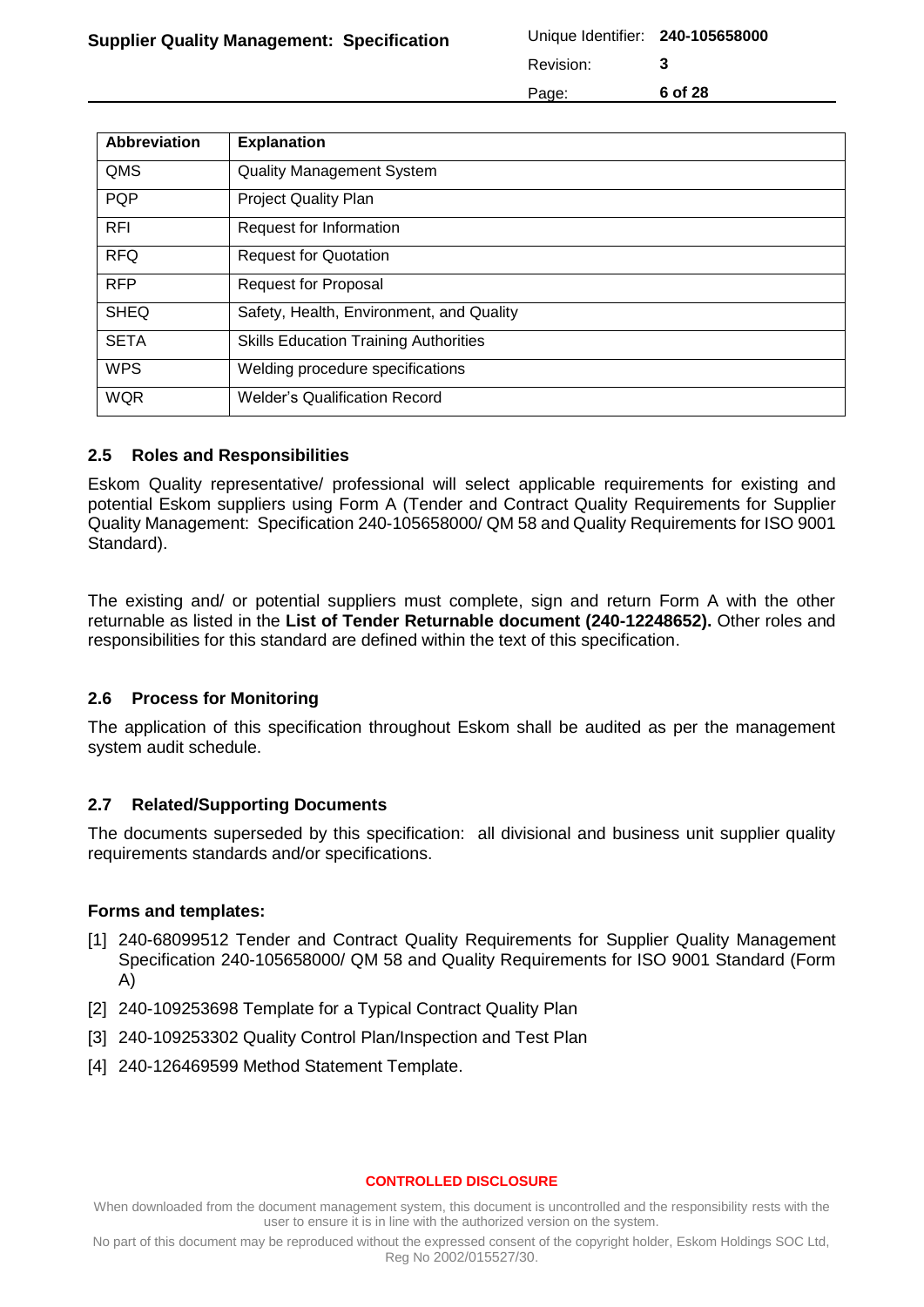| Abbreviation | Explanation |
|---|---|
| QMS | Quality Management System |
| PQP | Project Quality Plan |
| RFI | Request for Information |
| RFQ | Request for Quotation |
| RFP | Request for Proposal |
| SHEQ | Safety, Health, Environment, and Quality |
| SETA | Skills Education Training Authorities |
| WPS | Welding procedure specifications |
| WQR | Welder's Qualification Record |

## 2.5 Roles and Responsibilities

Eskom Quality representative/ professional will select applicable requirements for existing and potential Eskom suppliers using Form A (Tender and Contract Quality Requirements for Supplier Quality Management: Specification 240-105658000/ QM 58 and Quality Requirements for ISO 9001 Standard).

The existing and/ or potential suppliers must complete, sign and return Form A with the other returnable as listed in the **List of Tender Returnable document (240-12248652).** Other roles and responsibilities for this standard are defined within the text of this specification.

## 2.6 Process for Monitoring

The application of this specification throughout Eskom shall be audited as per the management system audit schedule.

## 2.7 Related/Supporting Documents

The documents superseded by this specification: all divisional and business unit supplier quality requirements standards and/or specifications.

**Forms and templates:**

[1] 240-68099512 Tender and Contract Quality Requirements for Supplier Quality Management Specification 240-105658000/ QM 58 and Quality Requirements for ISO 9001 Standard (Form A)

[2] 240-109253698 Template for a Typical Contract Quality Plan

[3] 240-109253302 Quality Control Plan/Inspection and Test Plan

[4] 240-126469599 Method Statement Template.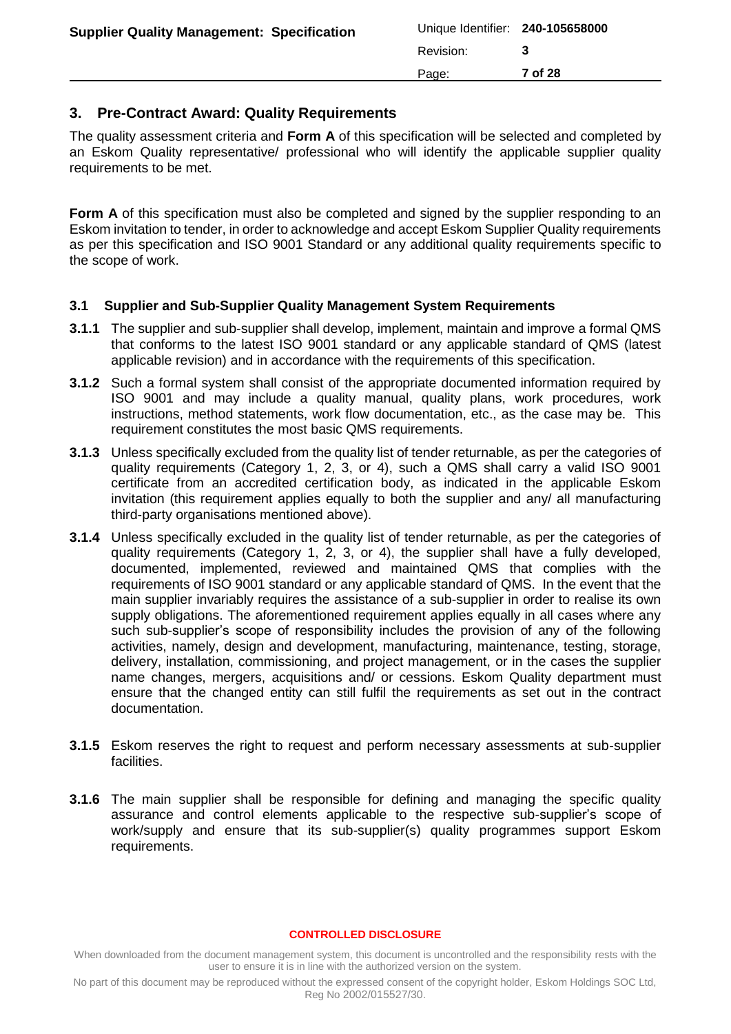## 3. Pre-Contract Award: Quality Requirements

The quality assessment criteria and **Form A** of this specification will be selected and completed by an Eskom Quality representative/ professional who will identify the applicable supplier quality requirements to be met.

**Form A** of this specification must also be completed and signed by the supplier responding to an Eskom invitation to tender, in order to acknowledge and accept Eskom Supplier Quality requirements as per this specification and ISO 9001 Standard or any additional quality requirements specific to the scope of work.

### 3.1 Supplier and Sub-Supplier Quality Management System Requirements

**3.1.1** The supplier and sub-supplier shall develop, implement, maintain and improve a formal QMS that conforms to the latest ISO 9001 standard or any applicable standard of QMS (latest applicable revision) and in accordance with the requirements of this specification.

**3.1.2** Such a formal system shall consist of the appropriate documented information required by ISO 9001 and may include a quality manual, quality plans, work procedures, work instructions, method statements, work flow documentation, etc., as the case may be. This requirement constitutes the most basic QMS requirements.

**3.1.3** Unless specifically excluded from the quality list of tender returnable, as per the categories of quality requirements (Category 1, 2, 3, or 4), such a QMS shall carry a valid ISO 9001 certificate from an accredited certification body, as indicated in the applicable Eskom invitation (this requirement applies equally to both the supplier and any/ all manufacturing third-party organisations mentioned above).

**3.1.4** Unless specifically excluded in the quality list of tender returnable, as per the categories of quality requirements (Category 1, 2, 3, or 4), the supplier shall have a fully developed, documented, implemented, reviewed and maintained QMS that complies with the requirements of ISO 9001 standard or any applicable standard of QMS. In the event that the main supplier invariably requires the assistance of a sub-supplier in order to realise its own supply obligations. The aforementioned requirement applies equally in all cases where any such sub-supplier's scope of responsibility includes the provision of any of the following activities, namely, design and development, manufacturing, maintenance, testing, storage, delivery, installation, commissioning, and project management, or in the cases the supplier name changes, mergers, acquisitions and/ or cessions. Eskom Quality department must ensure that the changed entity can still fulfil the requirements as set out in the contract documentation.

**3.1.5** Eskom reserves the right to request and perform necessary assessments at sub-supplier facilities.

**3.1.6** The main supplier shall be responsible for defining and managing the specific quality assurance and control elements applicable to the respective sub-supplier's scope of work/supply and ensure that its sub-supplier(s) quality programmes support Eskom requirements.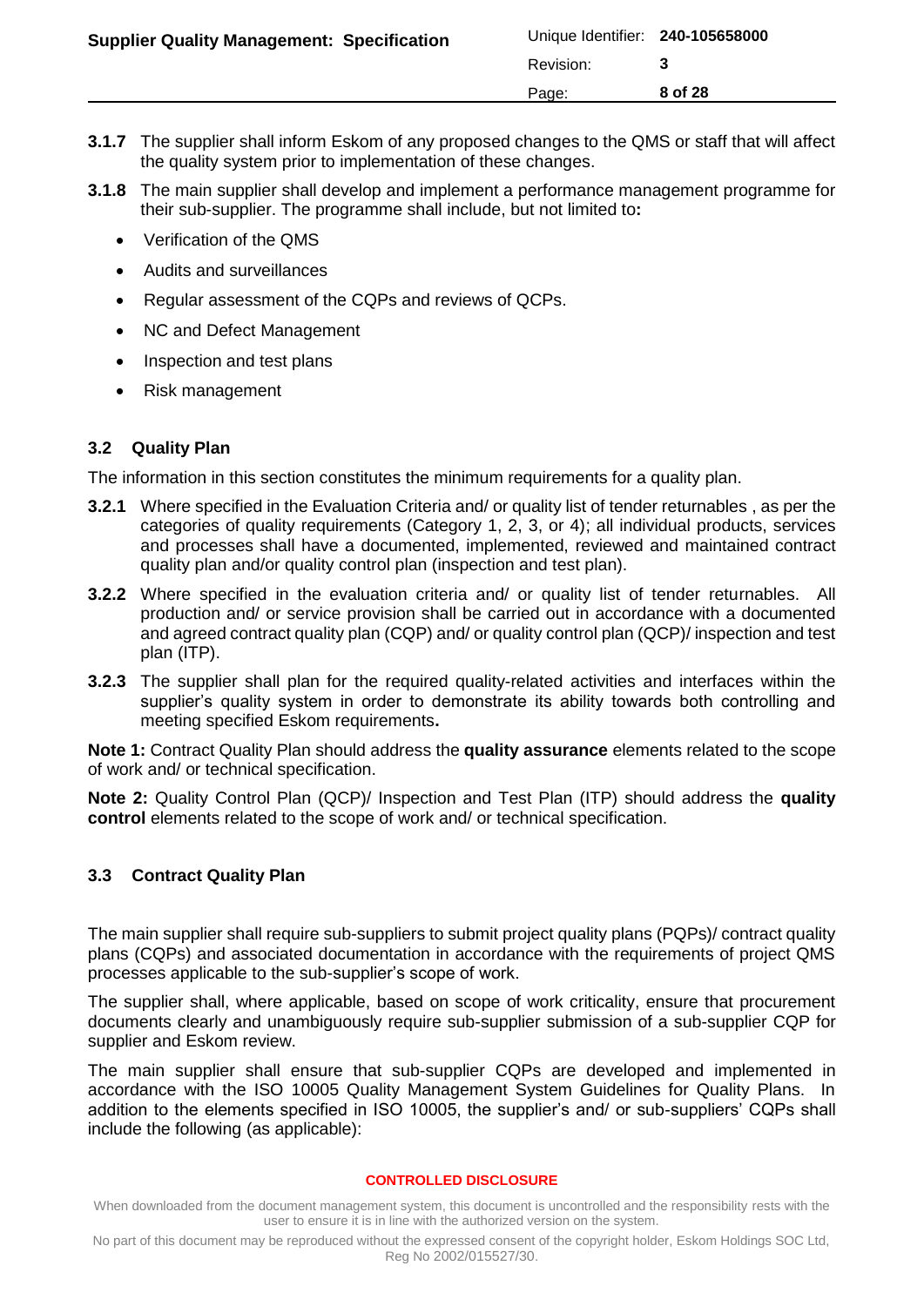**3.1.7** The supplier shall inform Eskom of any proposed changes to the QMS or staff that will affect the quality system prior to implementation of these changes.

**3.1.8** The main supplier shall develop and implement a performance management programme for their sub-supplier. The programme shall include, but not limited to**:**

- Verification of the QMS
- Audits and surveillances
- Regular assessment of the CQPs and reviews of QCPs.
- NC and Defect Management
- Inspection and test plans
- Risk management

### 3.2 Quality Plan

The information in this section constitutes the minimum requirements for a quality plan.

**3.2.1** Where specified in the Evaluation Criteria and/ or quality list of tender returnables , as per the categories of quality requirements (Category 1, 2, 3, or 4); all individual products, services and processes shall have a documented, implemented, reviewed and maintained contract quality plan and/or quality control plan (inspection and test plan).

**3.2.2** Where specified in the evaluation criteria and/ or quality list of tender returnables. All production and/ or service provision shall be carried out in accordance with a documented and agreed contract quality plan (CQP) and/ or quality control plan (QCP)/ inspection and test plan (ITP).

**3.2.3** The supplier shall plan for the required quality-related activities and interfaces within the supplier's quality system in order to demonstrate its ability towards both controlling and meeting specified Eskom requirements**.**

**Note 1:** Contract Quality Plan should address the **quality assurance** elements related to the scope of work and/ or technical specification.

**Note 2:** Quality Control Plan (QCP)/ Inspection and Test Plan (ITP) should address the **quality control** elements related to the scope of work and/ or technical specification.

### 3.3 Contract Quality Plan

The main supplier shall require sub-suppliers to submit project quality plans (PQPs)/ contract quality plans (CQPs) and associated documentation in accordance with the requirements of project QMS processes applicable to the sub-supplier's scope of work.

The supplier shall, where applicable, based on scope of work criticality, ensure that procurement documents clearly and unambiguously require sub-supplier submission of a sub-supplier CQP for supplier and Eskom review.

The main supplier shall ensure that sub-supplier CQPs are developed and implemented in accordance with the ISO 10005 Quality Management System Guidelines for Quality Plans. In addition to the elements specified in ISO 10005, the supplier's and/ or sub-suppliers' CQPs shall include the following (as applicable):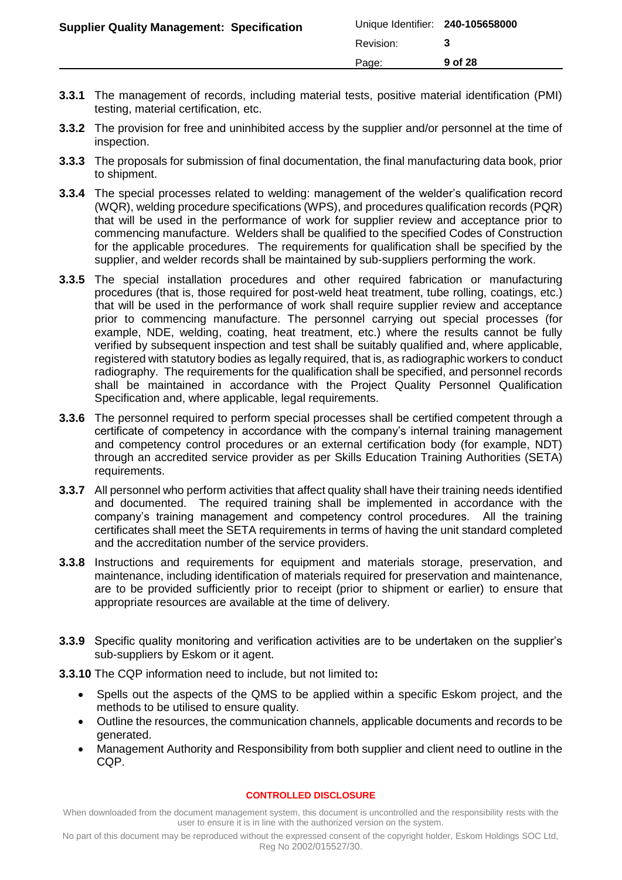**3.3.1** The management of records, including material tests, positive material identification (PMI) testing, material certification, etc.

**3.3.2** The provision for free and uninhibited access by the supplier and/or personnel at the time of inspection.

**3.3.3** The proposals for submission of final documentation, the final manufacturing data book, prior to shipment.

**3.3.4** The special processes related to welding: management of the welder's qualification record (WQR), welding procedure specifications (WPS), and procedures qualification records (PQR) that will be used in the performance of work for supplier review and acceptance prior to commencing manufacture. Welders shall be qualified to the specified Codes of Construction for the applicable procedures. The requirements for qualification shall be specified by the supplier, and welder records shall be maintained by sub-suppliers performing the work.

**3.3.5** The special installation procedures and other required fabrication or manufacturing procedures (that is, those required for post-weld heat treatment, tube rolling, coatings, etc.) that will be used in the performance of work shall require supplier review and acceptance prior to commencing manufacture. The personnel carrying out special processes (for example, NDE, welding, coating, heat treatment, etc.) where the results cannot be fully verified by subsequent inspection and test shall be suitably qualified and, where applicable, registered with statutory bodies as legally required, that is, as radiographic workers to conduct radiography. The requirements for the qualification shall be specified, and personnel records shall be maintained in accordance with the Project Quality Personnel Qualification Specification and, where applicable, legal requirements.

**3.3.6** The personnel required to perform special processes shall be certified competent through a certificate of competency in accordance with the company's internal training management and competency control procedures or an external certification body (for example, NDT) through an accredited service provider as per Skills Education Training Authorities (SETA) requirements.

**3.3.7** All personnel who perform activities that affect quality shall have their training needs identified and documented. The required training shall be implemented in accordance with the company's training management and competency control procedures. All the training certificates shall meet the SETA requirements in terms of having the unit standard completed and the accreditation number of the service providers.

**3.3.8** Instructions and requirements for equipment and materials storage, preservation, and maintenance, including identification of materials required for preservation and maintenance, are to be provided sufficiently prior to receipt (prior to shipment or earlier) to ensure that appropriate resources are available at the time of delivery.

**3.3.9** Specific quality monitoring and verification activities are to be undertaken on the supplier's sub-suppliers by Eskom or it agent.

**3.3.10** The CQP information need to include, but not limited to**:**

- Spells out the aspects of the QMS to be applied within a specific Eskom project, and the methods to be utilised to ensure quality.
- Outline the resources, the communication channels, applicable documents and records to be generated.
- Management Authority and Responsibility from both supplier and client need to outline in the CQP.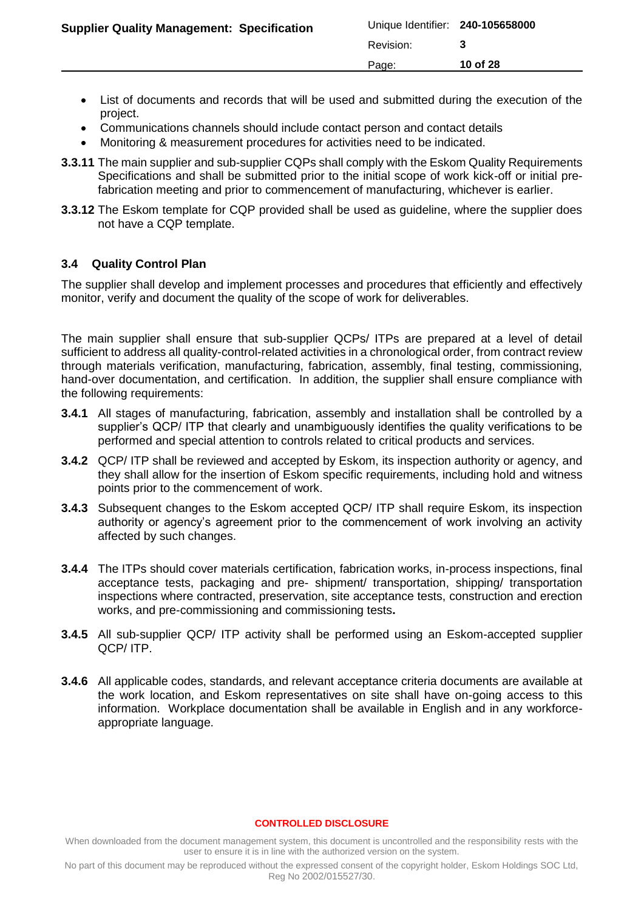- List of documents and records that will be used and submitted during the execution of the project.
- Communications channels should include contact person and contact details
- Monitoring & measurement procedures for activities need to be indicated.

**3.3.11** The main supplier and sub-supplier CQPs shall comply with the Eskom Quality Requirements Specifications and shall be submitted prior to the initial scope of work kick-off or initial pre-fabrication meeting and prior to commencement of manufacturing, whichever is earlier.

**3.3.12** The Eskom template for CQP provided shall be used as guideline, where the supplier does not have a CQP template.

### 3.4 Quality Control Plan

The supplier shall develop and implement processes and procedures that efficiently and effectively monitor, verify and document the quality of the scope of work for deliverables.

The main supplier shall ensure that sub-supplier QCPs/ ITPs are prepared at a level of detail sufficient to address all quality-control-related activities in a chronological order, from contract review through materials verification, manufacturing, fabrication, assembly, final testing, commissioning, hand-over documentation, and certification. In addition, the supplier shall ensure compliance with the following requirements:

**3.4.1** All stages of manufacturing, fabrication, assembly and installation shall be controlled by a supplier's QCP/ ITP that clearly and unambiguously identifies the quality verifications to be performed and special attention to controls related to critical products and services.

**3.4.2** QCP/ ITP shall be reviewed and accepted by Eskom, its inspection authority or agency, and they shall allow for the insertion of Eskom specific requirements, including hold and witness points prior to the commencement of work.

**3.4.3** Subsequent changes to the Eskom accepted QCP/ ITP shall require Eskom, its inspection authority or agency's agreement prior to the commencement of work involving an activity affected by such changes.

**3.4.4** The ITPs should cover materials certification, fabrication works, in-process inspections, final acceptance tests, packaging and pre- shipment/ transportation, shipping/ transportation inspections where contracted, preservation, site acceptance tests, construction and erection works, and pre-commissioning and commissioning tests**.**

**3.4.5** All sub-supplier QCP/ ITP activity shall be performed using an Eskom-accepted supplier QCP/ ITP.

**3.4.6** All applicable codes, standards, and relevant acceptance criteria documents are available at the work location, and Eskom representatives on site shall have on-going access to this information. Workplace documentation shall be available in English and in any workforce-appropriate language.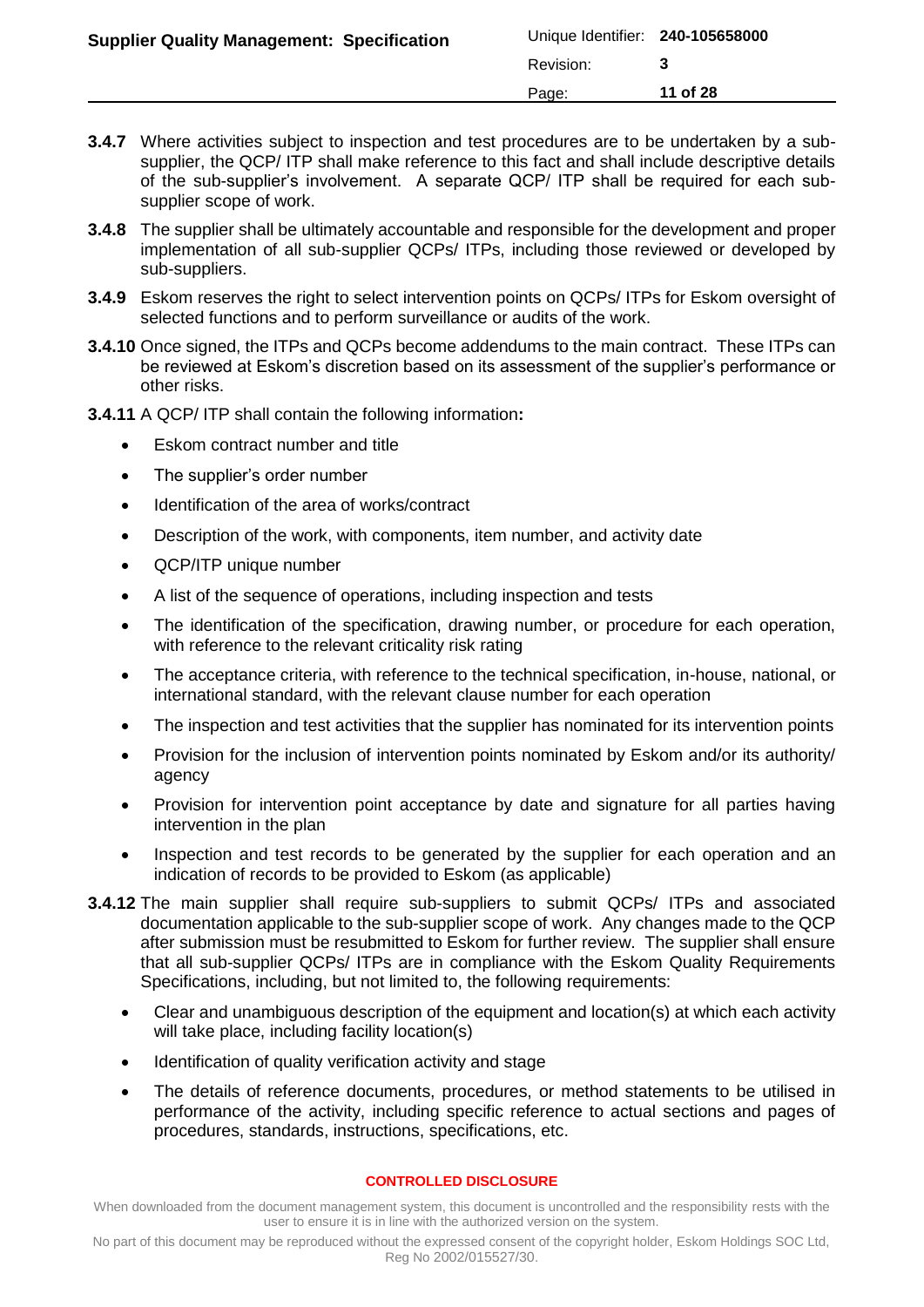**3.4.7** Where activities subject to inspection and test procedures are to be undertaken by a sub-supplier, the QCP/ ITP shall make reference to this fact and shall include descriptive details of the sub-supplier's involvement. A separate QCP/ ITP shall be required for each sub-supplier scope of work.

**3.4.8** The supplier shall be ultimately accountable and responsible for the development and proper implementation of all sub-supplier QCPs/ ITPs, including those reviewed or developed by sub-suppliers.

**3.4.9** Eskom reserves the right to select intervention points on QCPs/ ITPs for Eskom oversight of selected functions and to perform surveillance or audits of the work.

**3.4.10** Once signed, the ITPs and QCPs become addendums to the main contract. These ITPs can be reviewed at Eskom's discretion based on its assessment of the supplier's performance or other risks.

**3.4.11** A QCP/ ITP shall contain the following information**:**

- Eskom contract number and title
- The supplier's order number
- Identification of the area of works/contract
- Description of the work, with components, item number, and activity date
- QCP/ITP unique number
- A list of the sequence of operations, including inspection and tests
- The identification of the specification, drawing number, or procedure for each operation, with reference to the relevant criticality risk rating
- The acceptance criteria, with reference to the technical specification, in-house, national, or international standard, with the relevant clause number for each operation
- The inspection and test activities that the supplier has nominated for its intervention points
- Provision for the inclusion of intervention points nominated by Eskom and/or its authority/ agency
- Provision for intervention point acceptance by date and signature for all parties having intervention in the plan
- Inspection and test records to be generated by the supplier for each operation and an indication of records to be provided to Eskom (as applicable)

**3.4.12** The main supplier shall require sub-suppliers to submit QCPs/ ITPs and associated documentation applicable to the sub-supplier scope of work. Any changes made to the QCP after submission must be resubmitted to Eskom for further review. The supplier shall ensure that all sub-supplier QCPs/ ITPs are in compliance with the Eskom Quality Requirements Specifications, including, but not limited to, the following requirements:

- Clear and unambiguous description of the equipment and location(s) at which each activity will take place, including facility location(s)
- Identification of quality verification activity and stage
- The details of reference documents, procedures, or method statements to be utilised in performance of the activity, including specific reference to actual sections and pages of procedures, standards, instructions, specifications, etc.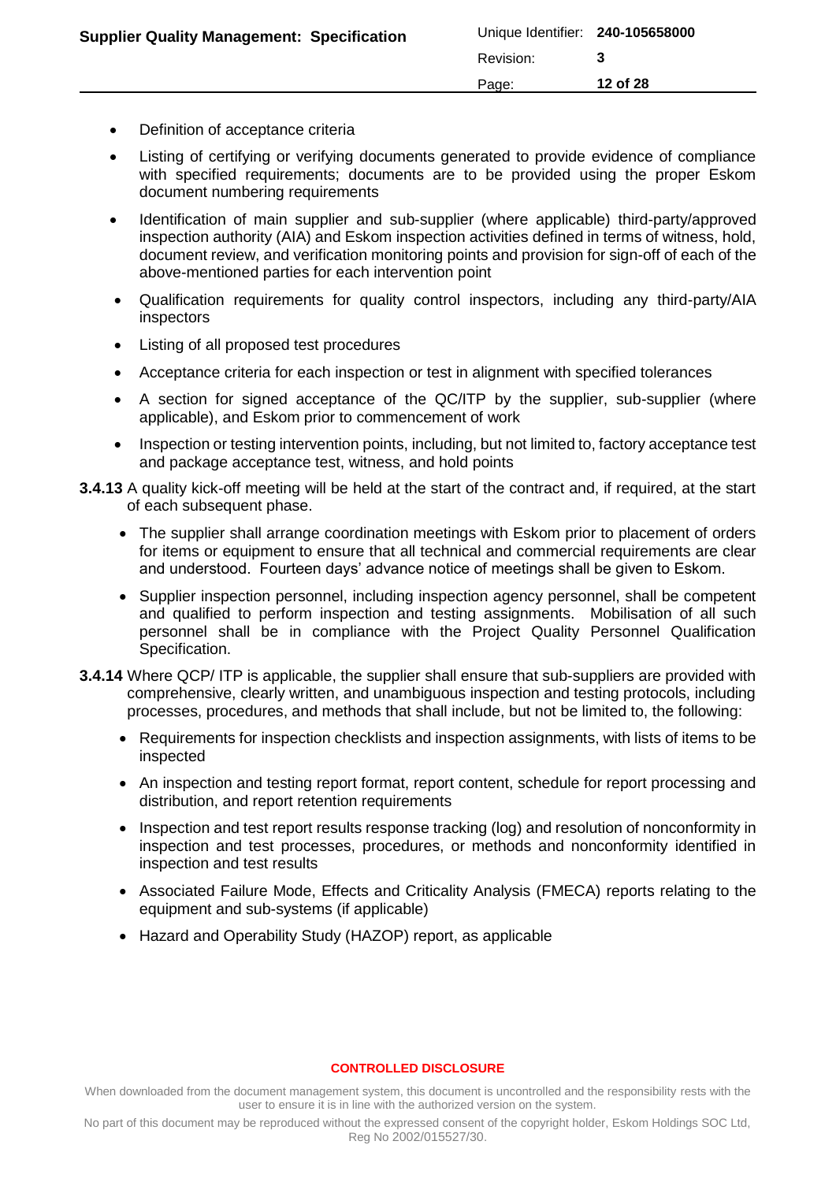- Definition of acceptance criteria
- Listing of certifying or verifying documents generated to provide evidence of compliance with specified requirements; documents are to be provided using the proper Eskom document numbering requirements
- Identification of main supplier and sub-supplier (where applicable) third-party/approved inspection authority (AIA) and Eskom inspection activities defined in terms of witness, hold, document review, and verification monitoring points and provision for sign-off of each of the above-mentioned parties for each intervention point
- Qualification requirements for quality control inspectors, including any third-party/AIA inspectors
- Listing of all proposed test procedures
- Acceptance criteria for each inspection or test in alignment with specified tolerances
- A section for signed acceptance of the QC/ITP by the supplier, sub-supplier (where applicable), and Eskom prior to commencement of work
- Inspection or testing intervention points, including, but not limited to, factory acceptance test and package acceptance test, witness, and hold points

**3.4.13** A quality kick-off meeting will be held at the start of the contract and, if required, at the start of each subsequent phase.

- The supplier shall arrange coordination meetings with Eskom prior to placement of orders for items or equipment to ensure that all technical and commercial requirements are clear and understood. Fourteen days' advance notice of meetings shall be given to Eskom.
- Supplier inspection personnel, including inspection agency personnel, shall be competent and qualified to perform inspection and testing assignments. Mobilisation of all such personnel shall be in compliance with the Project Quality Personnel Qualification Specification.

**3.4.14** Where QCP/ ITP is applicable, the supplier shall ensure that sub-suppliers are provided with comprehensive, clearly written, and unambiguous inspection and testing protocols, including processes, procedures, and methods that shall include, but not be limited to, the following:

- Requirements for inspection checklists and inspection assignments, with lists of items to be inspected
- An inspection and testing report format, report content, schedule for report processing and distribution, and report retention requirements
- Inspection and test report results response tracking (log) and resolution of nonconformity in inspection and test processes, procedures, or methods and nonconformity identified in inspection and test results
- Associated Failure Mode, Effects and Criticality Analysis (FMECA) reports relating to the equipment and sub-systems (if applicable)
- Hazard and Operability Study (HAZOP) report, as applicable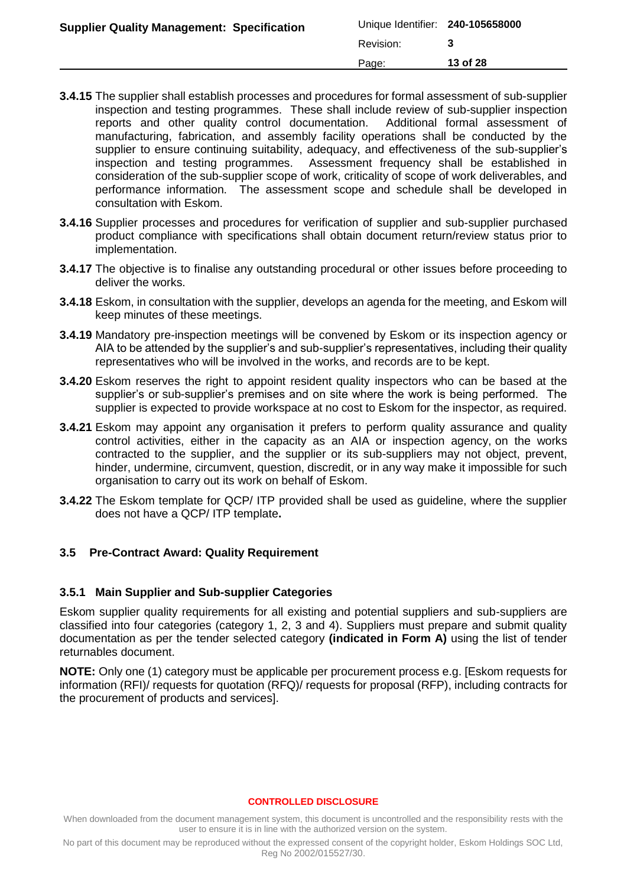**3.4.15** The supplier shall establish processes and procedures for formal assessment of sub-supplier inspection and testing programmes. These shall include review of sub-supplier inspection reports and other quality control documentation. Additional formal assessment of manufacturing, fabrication, and assembly facility operations shall be conducted by the supplier to ensure continuing suitability, adequacy, and effectiveness of the sub-supplier's inspection and testing programmes. Assessment frequency shall be established in consideration of the sub-supplier scope of work, criticality of scope of work deliverables, and performance information. The assessment scope and schedule shall be developed in consultation with Eskom.

**3.4.16** Supplier processes and procedures for verification of supplier and sub-supplier purchased product compliance with specifications shall obtain document return/review status prior to implementation.

**3.4.17** The objective is to finalise any outstanding procedural or other issues before proceeding to deliver the works.

**3.4.18** Eskom, in consultation with the supplier, develops an agenda for the meeting, and Eskom will keep minutes of these meetings.

**3.4.19** Mandatory pre-inspection meetings will be convened by Eskom or its inspection agency or AIA to be attended by the supplier's and sub-supplier's representatives, including their quality representatives who will be involved in the works, and records are to be kept.

**3.4.20** Eskom reserves the right to appoint resident quality inspectors who can be based at the supplier's or sub-supplier's premises and on site where the work is being performed. The supplier is expected to provide workspace at no cost to Eskom for the inspector, as required.

**3.4.21** Eskom may appoint any organisation it prefers to perform quality assurance and quality control activities, either in the capacity as an AIA or inspection agency, on the works contracted to the supplier, and the supplier or its sub-suppliers may not object, prevent, hinder, undermine, circumvent, question, discredit, or in any way make it impossible for such organisation to carry out its work on behalf of Eskom.

**3.4.22** The Eskom template for QCP/ ITP provided shall be used as guideline, where the supplier does not have a QCP/ ITP template**.**

## 3.5 Pre-Contract Award: Quality Requirement

### 3.5.1 Main Supplier and Sub-supplier Categories

Eskom supplier quality requirements for all existing and potential suppliers and sub-suppliers are classified into four categories (category 1, 2, 3 and 4). Suppliers must prepare and submit quality documentation as per the tender selected category **(indicated in Form A)** using the list of tender returnables document.

**NOTE:** Only one (1) category must be applicable per procurement process e.g. [Eskom requests for information (RFI)/ requests for quotation (RFQ)/ requests for proposal (RFP), including contracts for the procurement of products and services].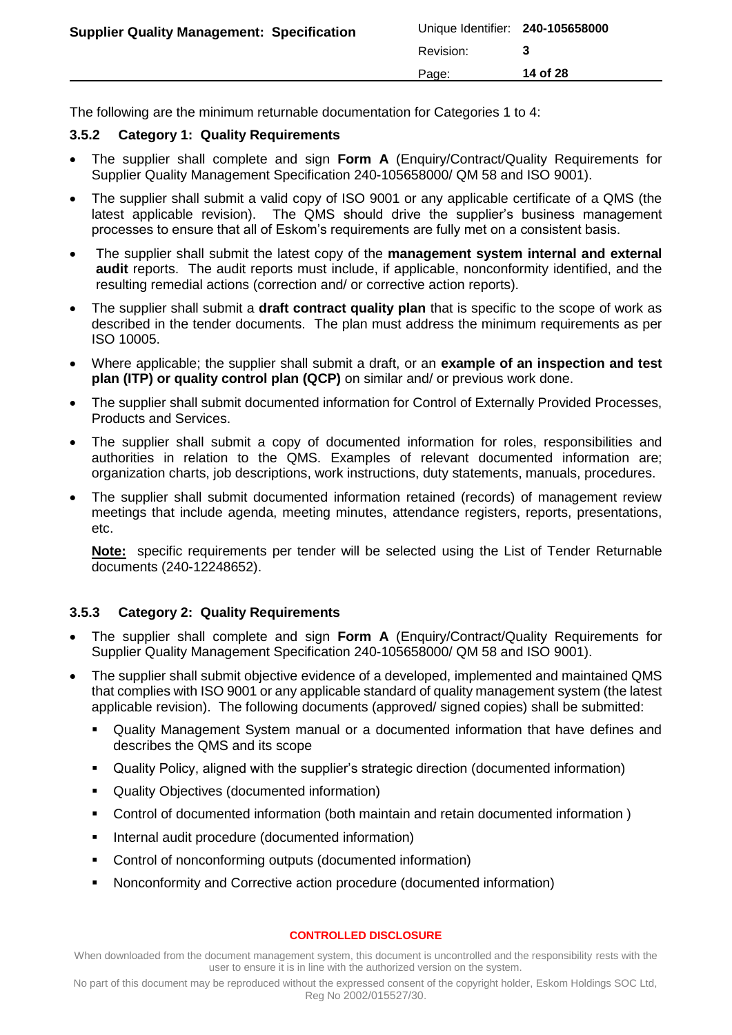The following are the minimum returnable documentation for Categories 1 to 4:

### 3.5.2 Category 1: Quality Requirements

- The supplier shall complete and sign **Form A** (Enquiry/Contract/Quality Requirements for Supplier Quality Management Specification 240-105658000/ QM 58 and ISO 9001).
- The supplier shall submit a valid copy of ISO 9001 or any applicable certificate of a QMS (the latest applicable revision). The QMS should drive the supplier's business management processes to ensure that all of Eskom's requirements are fully met on a consistent basis.
- The supplier shall submit the latest copy of the **management system internal and external audit** reports. The audit reports must include, if applicable, nonconformity identified, and the resulting remedial actions (correction and/ or corrective action reports).
- The supplier shall submit a **draft contract quality plan** that is specific to the scope of work as described in the tender documents. The plan must address the minimum requirements as per ISO 10005.
- Where applicable; the supplier shall submit a draft, or an **example of an inspection and test plan (ITP) or quality control plan (QCP)** on similar and/ or previous work done.
- The supplier shall submit documented information for Control of Externally Provided Processes, Products and Services.
- The supplier shall submit a copy of documented information for roles, responsibilities and authorities in relation to the QMS. Examples of relevant documented information are; organization charts, job descriptions, work instructions, duty statements, manuals, procedures.
- The supplier shall submit documented information retained (records) of management review meetings that include agenda, meeting minutes, attendance registers, reports, presentations, etc.

  **Note:** specific requirements per tender will be selected using the List of Tender Returnable documents (240-12248652).

### 3.5.3 Category 2: Quality Requirements

- The supplier shall complete and sign **Form A** (Enquiry/Contract/Quality Requirements for Supplier Quality Management Specification 240-105658000/ QM 58 and ISO 9001).
- The supplier shall submit objective evidence of a developed, implemented and maintained QMS that complies with ISO 9001 or any applicable standard of quality management system (the latest applicable revision). The following documents (approved/ signed copies) shall be submitted:
  - Quality Management System manual or a documented information that have defines and describes the QMS and its scope
  - Quality Policy, aligned with the supplier's strategic direction (documented information)
  - Quality Objectives (documented information)
  - Control of documented information (both maintain and retain documented information )
  - Internal audit procedure (documented information)
  - Control of nonconforming outputs (documented information)
  - Nonconformity and Corrective action procedure (documented information)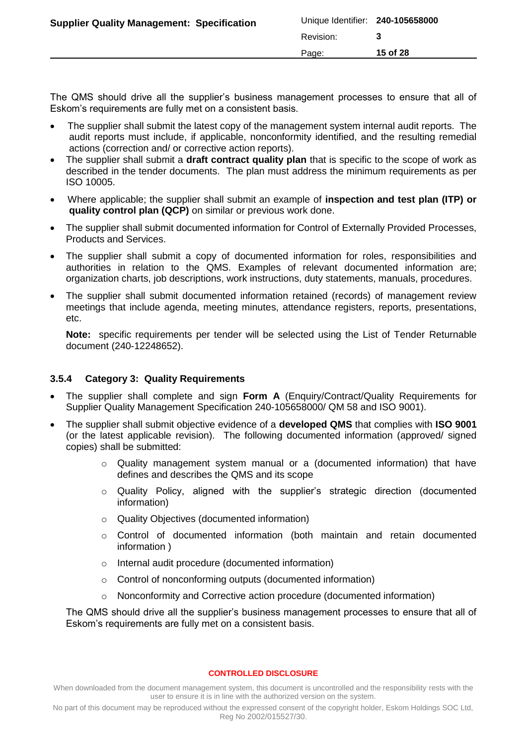The QMS should drive all the supplier's business management processes to ensure that all of Eskom's requirements are fully met on a consistent basis.

- The supplier shall submit the latest copy of the management system internal audit reports. The audit reports must include, if applicable, nonconformity identified, and the resulting remedial actions (correction and/ or corrective action reports).
- The supplier shall submit a **draft contract quality plan** that is specific to the scope of work as described in the tender documents. The plan must address the minimum requirements as per ISO 10005.
- Where applicable; the supplier shall submit an example of **inspection and test plan (ITP) or quality control plan (QCP)** on similar or previous work done.
- The supplier shall submit documented information for Control of Externally Provided Processes, Products and Services.
- The supplier shall submit a copy of documented information for roles, responsibilities and authorities in relation to the QMS. Examples of relevant documented information are; organization charts, job descriptions, work instructions, duty statements, manuals, procedures.
- The supplier shall submit documented information retained (records) of management review meetings that include agenda, meeting minutes, attendance registers, reports, presentations, etc.

  **Note:** specific requirements per tender will be selected using the List of Tender Returnable document (240-12248652).

### 3.5.4 Category 3: Quality Requirements

- The supplier shall complete and sign **Form A** (Enquiry/Contract/Quality Requirements for Supplier Quality Management Specification 240-105658000/ QM 58 and ISO 9001).
- The supplier shall submit objective evidence of a **developed QMS** that complies with **ISO 9001** (or the latest applicable revision). The following documented information (approved/ signed copies) shall be submitted:
  - Quality management system manual or a (documented information) that have defines and describes the QMS and its scope
  - Quality Policy, aligned with the supplier's strategic direction (documented information)
  - Quality Objectives (documented information)
  - Control of documented information (both maintain and retain documented information )
  - Internal audit procedure (documented information)
  - Control of nonconforming outputs (documented information)
  - Nonconformity and Corrective action procedure (documented information)

  The QMS should drive all the supplier's business management processes to ensure that all of Eskom's requirements are fully met on a consistent basis.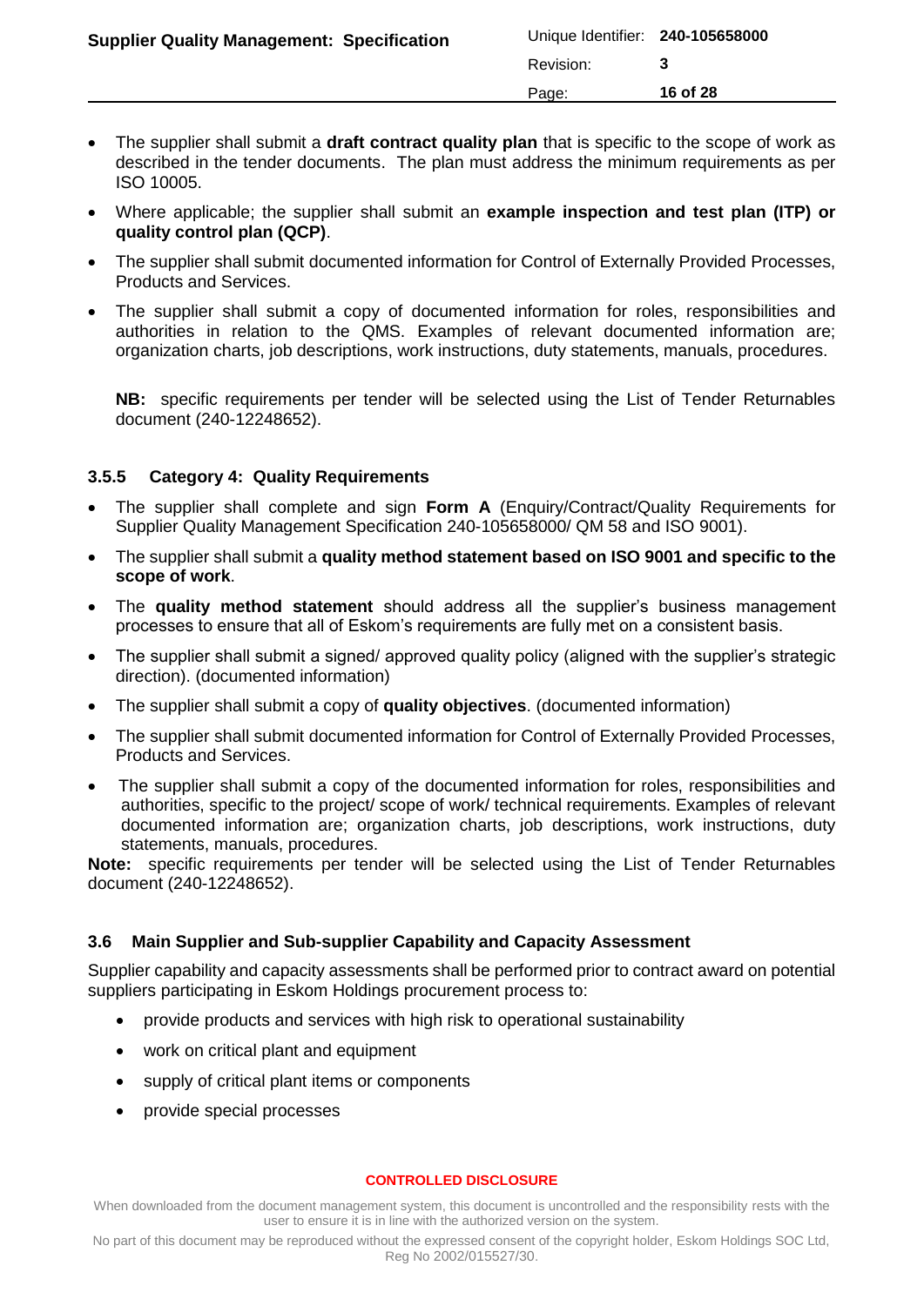- The supplier shall submit a **draft contract quality plan** that is specific to the scope of work as described in the tender documents. The plan must address the minimum requirements as per ISO 10005.
- Where applicable; the supplier shall submit an **example inspection and test plan (ITP) or quality control plan (QCP)**.
- The supplier shall submit documented information for Control of Externally Provided Processes, Products and Services.
- The supplier shall submit a copy of documented information for roles, responsibilities and authorities in relation to the QMS. Examples of relevant documented information are; organization charts, job descriptions, work instructions, duty statements, manuals, procedures.

  **NB:** specific requirements per tender will be selected using the List of Tender Returnables document (240-12248652).

### 3.5.5 Category 4: Quality Requirements

- The supplier shall complete and sign **Form A** (Enquiry/Contract/Quality Requirements for Supplier Quality Management Specification 240-105658000/ QM 58 and ISO 9001).
- The supplier shall submit a **quality method statement based on ISO 9001 and specific to the scope of work**.
- The **quality method statement** should address all the supplier's business management processes to ensure that all of Eskom's requirements are fully met on a consistent basis.
- The supplier shall submit a signed/ approved quality policy (aligned with the supplier's strategic direction). (documented information)
- The supplier shall submit a copy of **quality objectives**. (documented information)
- The supplier shall submit documented information for Control of Externally Provided Processes, Products and Services.
- The supplier shall submit a copy of the documented information for roles, responsibilities and authorities, specific to the project/ scope of work/ technical requirements. Examples of relevant documented information are; organization charts, job descriptions, work instructions, duty statements, manuals, procedures.

**Note:** specific requirements per tender will be selected using the List of Tender Returnables document (240-12248652).

## 3.6 Main Supplier and Sub-supplier Capability and Capacity Assessment

Supplier capability and capacity assessments shall be performed prior to contract award on potential suppliers participating in Eskom Holdings procurement process to:

- provide products and services with high risk to operational sustainability
- work on critical plant and equipment
- supply of critical plant items or components
- provide special processes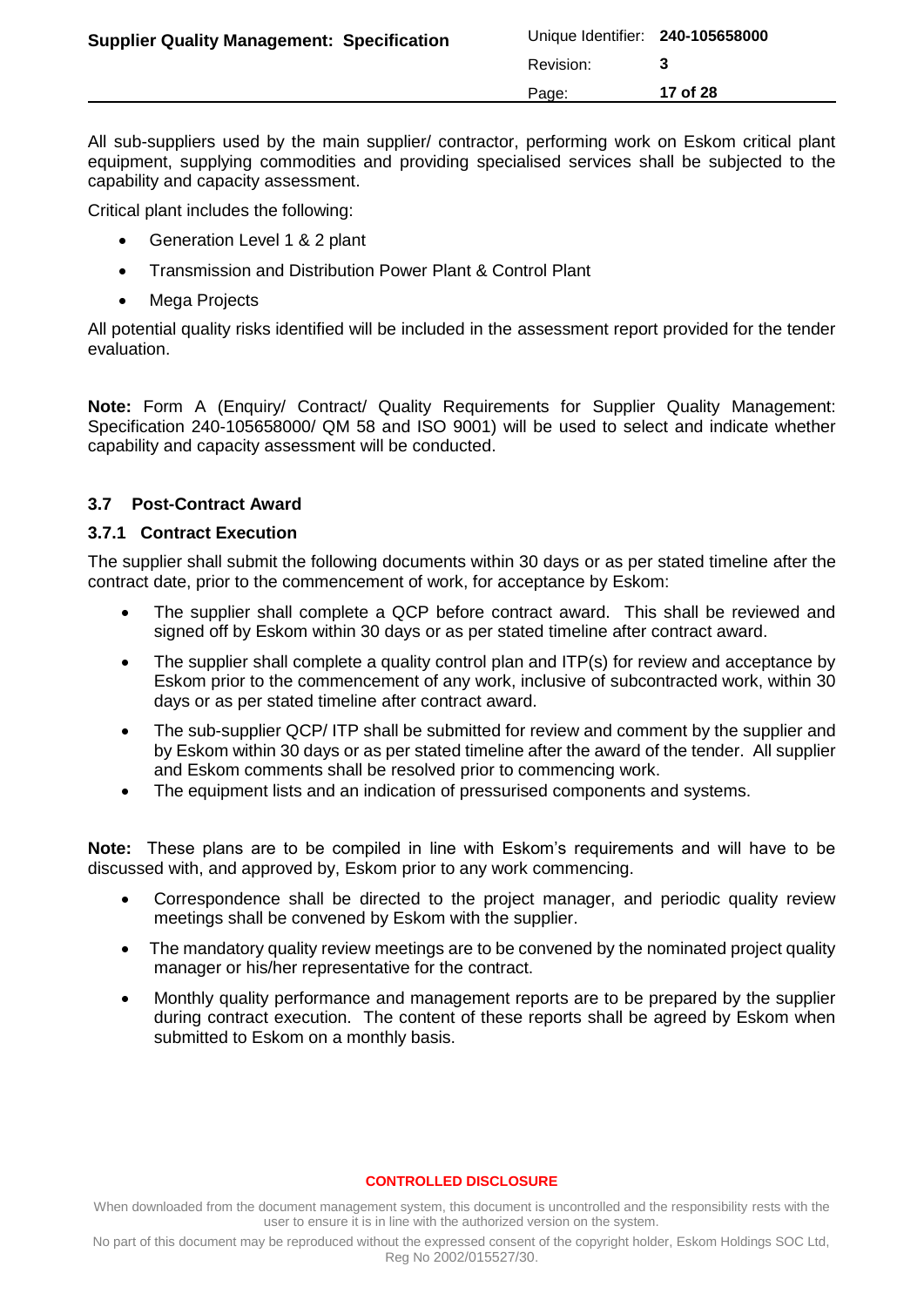All sub-suppliers used by the main supplier/ contractor, performing work on Eskom critical plant equipment, supplying commodities and providing specialised services shall be subjected to the capability and capacity assessment.

Critical plant includes the following:

- Generation Level 1 & 2 plant
- Transmission and Distribution Power Plant & Control Plant
- Mega Projects

All potential quality risks identified will be included in the assessment report provided for the tender evaluation.

**Note:** Form A (Enquiry/ Contract/ Quality Requirements for Supplier Quality Management: Specification 240-105658000/ QM 58 and ISO 9001) will be used to select and indicate whether capability and capacity assessment will be conducted.

## 3.7 Post-Contract Award

### 3.7.1 Contract Execution

The supplier shall submit the following documents within 30 days or as per stated timeline after the contract date, prior to the commencement of work, for acceptance by Eskom:

- The supplier shall complete a QCP before contract award. This shall be reviewed and signed off by Eskom within 30 days or as per stated timeline after contract award.
- The supplier shall complete a quality control plan and ITP(s) for review and acceptance by Eskom prior to the commencement of any work, inclusive of subcontracted work, within 30 days or as per stated timeline after contract award.
- The sub-supplier QCP/ ITP shall be submitted for review and comment by the supplier and by Eskom within 30 days or as per stated timeline after the award of the tender. All supplier and Eskom comments shall be resolved prior to commencing work.
- The equipment lists and an indication of pressurised components and systems.

**Note:** These plans are to be compiled in line with Eskom's requirements and will have to be discussed with, and approved by, Eskom prior to any work commencing.

- Correspondence shall be directed to the project manager, and periodic quality review meetings shall be convened by Eskom with the supplier.
- The mandatory quality review meetings are to be convened by the nominated project quality manager or his/her representative for the contract.
- Monthly quality performance and management reports are to be prepared by the supplier during contract execution. The content of these reports shall be agreed by Eskom when submitted to Eskom on a monthly basis.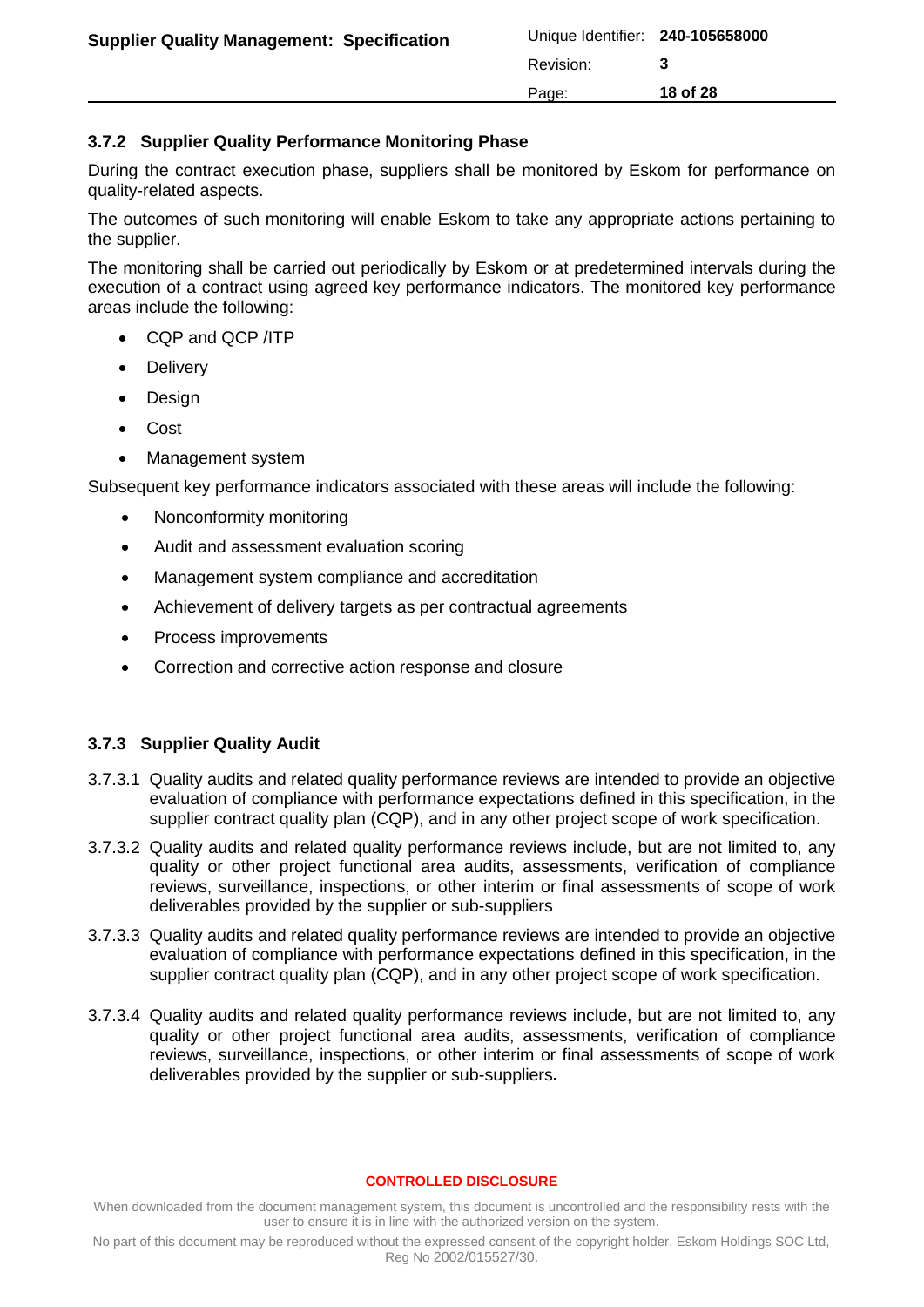### 3.7.2 Supplier Quality Performance Monitoring Phase

During the contract execution phase, suppliers shall be monitored by Eskom for performance on quality-related aspects.

The outcomes of such monitoring will enable Eskom to take any appropriate actions pertaining to the supplier.

The monitoring shall be carried out periodically by Eskom or at predetermined intervals during the execution of a contract using agreed key performance indicators. The monitored key performance areas include the following:

- CQP and QCP /ITP
- Delivery
- Design
- Cost
- Management system

Subsequent key performance indicators associated with these areas will include the following:

- Nonconformity monitoring
- Audit and assessment evaluation scoring
- Management system compliance and accreditation
- Achievement of delivery targets as per contractual agreements
- Process improvements
- Correction and corrective action response and closure

### 3.7.3 Supplier Quality Audit

3.7.3.1 Quality audits and related quality performance reviews are intended to provide an objective evaluation of compliance with performance expectations defined in this specification, in the supplier contract quality plan (CQP), and in any other project scope of work specification.

3.7.3.2 Quality audits and related quality performance reviews include, but are not limited to, any quality or other project functional area audits, assessments, verification of compliance reviews, surveillance, inspections, or other interim or final assessments of scope of work deliverables provided by the supplier or sub-suppliers

3.7.3.3 Quality audits and related quality performance reviews are intended to provide an objective evaluation of compliance with performance expectations defined in this specification, in the supplier contract quality plan (CQP), and in any other project scope of work specification.

3.7.3.4 Quality audits and related quality performance reviews include, but are not limited to, any quality or other project functional area audits, assessments, verification of compliance reviews, surveillance, inspections, or other interim or final assessments of scope of work deliverables provided by the supplier or sub-suppliers**.**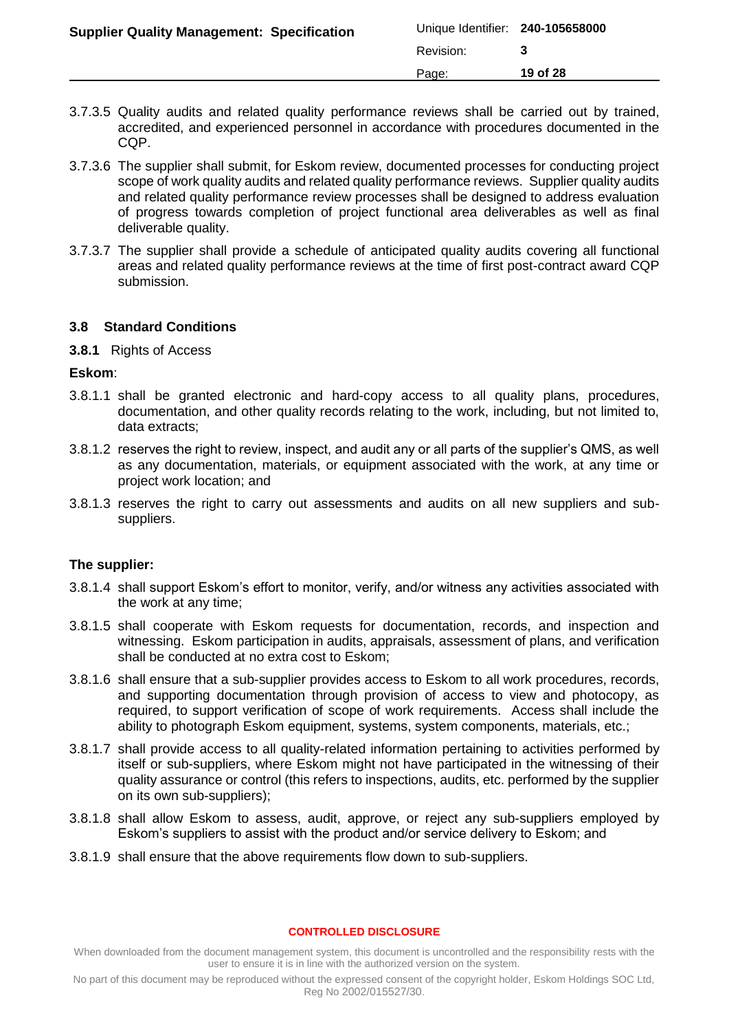3.7.3.5 Quality audits and related quality performance reviews shall be carried out by trained, accredited, and experienced personnel in accordance with procedures documented in the CQP.

3.7.3.6 The supplier shall submit, for Eskom review, documented processes for conducting project scope of work quality audits and related quality performance reviews. Supplier quality audits and related quality performance review processes shall be designed to address evaluation of progress towards completion of project functional area deliverables as well as final deliverable quality.

3.7.3.7 The supplier shall provide a schedule of anticipated quality audits covering all functional areas and related quality performance reviews at the time of first post-contract award CQP submission.

## 3.8 Standard Conditions

**3.8.1** Rights of Access

**Eskom**:

3.8.1.1 shall be granted electronic and hard-copy access to all quality plans, procedures, documentation, and other quality records relating to the work, including, but not limited to, data extracts;

3.8.1.2 reserves the right to review, inspect, and audit any or all parts of the supplier's QMS, as well as any documentation, materials, or equipment associated with the work, at any time or project work location; and

3.8.1.3 reserves the right to carry out assessments and audits on all new suppliers and sub-suppliers.

**The supplier:**

3.8.1.4 shall support Eskom's effort to monitor, verify, and/or witness any activities associated with the work at any time;

3.8.1.5 shall cooperate with Eskom requests for documentation, records, and inspection and witnessing. Eskom participation in audits, appraisals, assessment of plans, and verification shall be conducted at no extra cost to Eskom;

3.8.1.6 shall ensure that a sub-supplier provides access to Eskom to all work procedures, records, and supporting documentation through provision of access to view and photocopy, as required, to support verification of scope of work requirements. Access shall include the ability to photograph Eskom equipment, systems, system components, materials, etc.;

3.8.1.7 shall provide access to all quality-related information pertaining to activities performed by itself or sub-suppliers, where Eskom might not have participated in the witnessing of their quality assurance or control (this refers to inspections, audits, etc. performed by the supplier on its own sub-suppliers);

3.8.1.8 shall allow Eskom to assess, audit, approve, or reject any sub-suppliers employed by Eskom's suppliers to assist with the product and/or service delivery to Eskom; and

3.8.1.9 shall ensure that the above requirements flow down to sub-suppliers.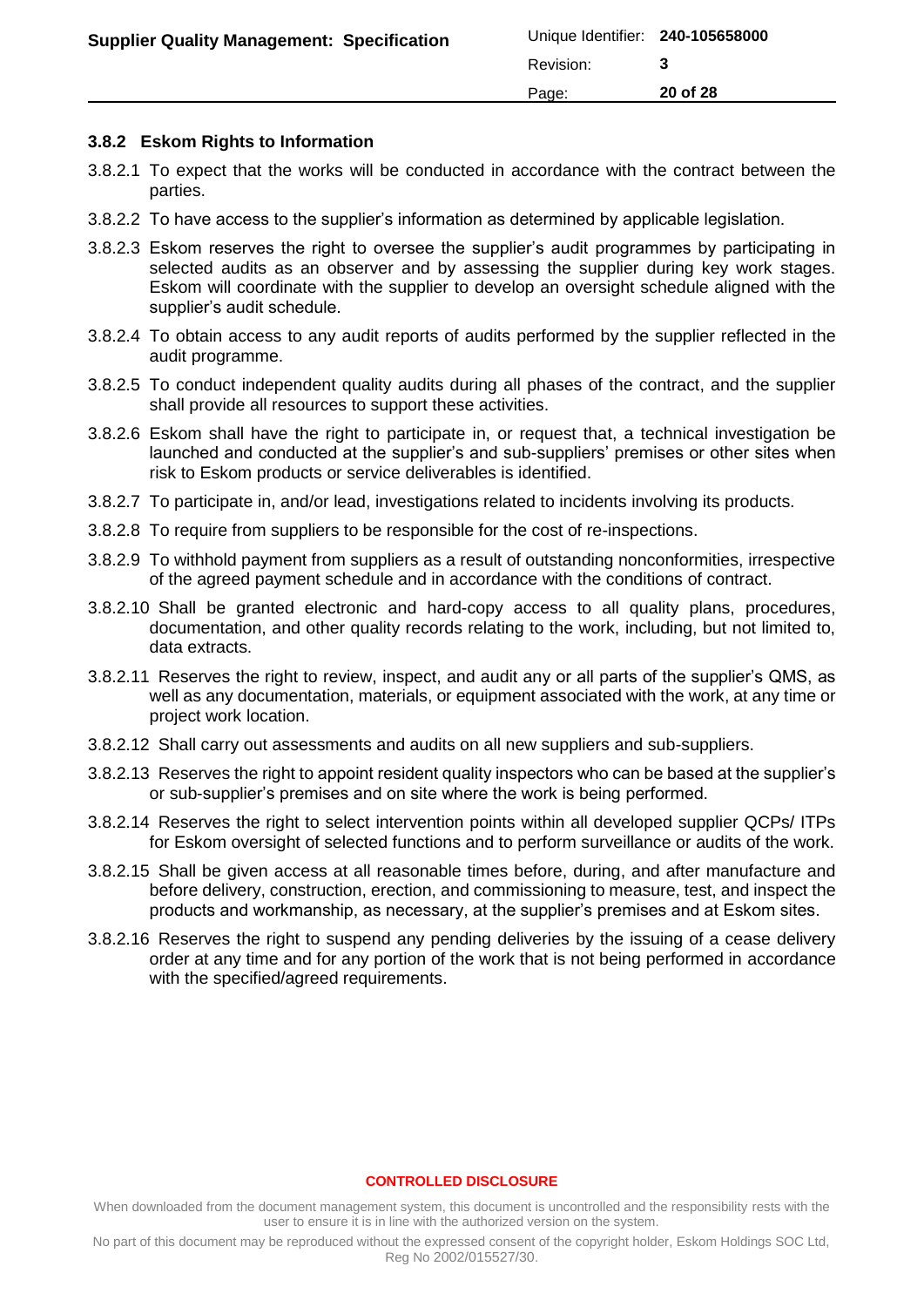### 3.8.2 Eskom Rights to Information

3.8.2.1 To expect that the works will be conducted in accordance with the contract between the parties.

3.8.2.2 To have access to the supplier's information as determined by applicable legislation.

3.8.2.3 Eskom reserves the right to oversee the supplier's audit programmes by participating in selected audits as an observer and by assessing the supplier during key work stages. Eskom will coordinate with the supplier to develop an oversight schedule aligned with the supplier's audit schedule.

3.8.2.4 To obtain access to any audit reports of audits performed by the supplier reflected in the audit programme.

3.8.2.5 To conduct independent quality audits during all phases of the contract, and the supplier shall provide all resources to support these activities.

3.8.2.6 Eskom shall have the right to participate in, or request that, a technical investigation be launched and conducted at the supplier's and sub-suppliers' premises or other sites when risk to Eskom products or service deliverables is identified.

3.8.2.7 To participate in, and/or lead, investigations related to incidents involving its products.

3.8.2.8 To require from suppliers to be responsible for the cost of re-inspections.

3.8.2.9 To withhold payment from suppliers as a result of outstanding nonconformities, irrespective of the agreed payment schedule and in accordance with the conditions of contract.

3.8.2.10 Shall be granted electronic and hard-copy access to all quality plans, procedures, documentation, and other quality records relating to the work, including, but not limited to, data extracts.

3.8.2.11 Reserves the right to review, inspect, and audit any or all parts of the supplier's QMS, as well as any documentation, materials, or equipment associated with the work, at any time or project work location.

3.8.2.12 Shall carry out assessments and audits on all new suppliers and sub-suppliers.

3.8.2.13 Reserves the right to appoint resident quality inspectors who can be based at the supplier's or sub-supplier's premises and on site where the work is being performed.

3.8.2.14 Reserves the right to select intervention points within all developed supplier QCPs/ ITPs for Eskom oversight of selected functions and to perform surveillance or audits of the work.

3.8.2.15 Shall be given access at all reasonable times before, during, and after manufacture and before delivery, construction, erection, and commissioning to measure, test, and inspect the products and workmanship, as necessary, at the supplier's premises and at Eskom sites.

3.8.2.16 Reserves the right to suspend any pending deliveries by the issuing of a cease delivery order at any time and for any portion of the work that is not being performed in accordance with the specified/agreed requirements.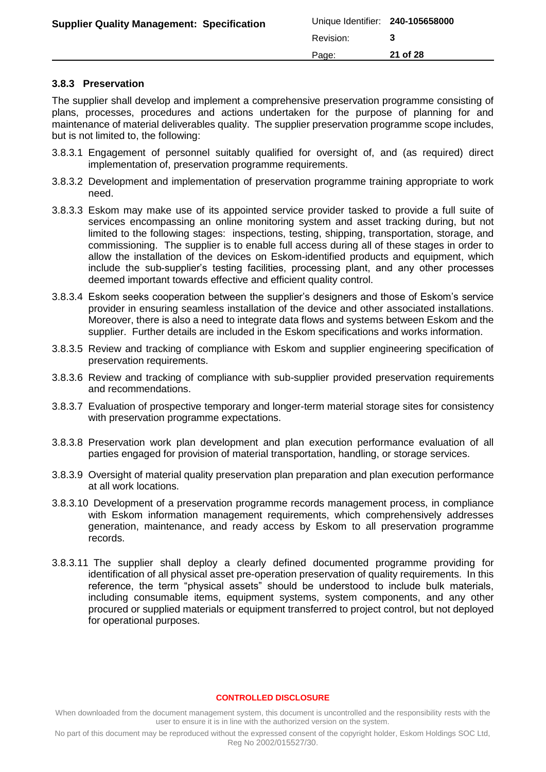### 3.8.3 Preservation

The supplier shall develop and implement a comprehensive preservation programme consisting of plans, processes, procedures and actions undertaken for the purpose of planning for and maintenance of material deliverables quality. The supplier preservation programme scope includes, but is not limited to, the following:

3.8.3.1 Engagement of personnel suitably qualified for oversight of, and (as required) direct implementation of, preservation programme requirements.

3.8.3.2 Development and implementation of preservation programme training appropriate to work need.

3.8.3.3 Eskom may make use of its appointed service provider tasked to provide a full suite of services encompassing an online monitoring system and asset tracking during, but not limited to the following stages: inspections, testing, shipping, transportation, storage, and commissioning. The supplier is to enable full access during all of these stages in order to allow the installation of the devices on Eskom-identified products and equipment, which include the sub-supplier's testing facilities, processing plant, and any other processes deemed important towards effective and efficient quality control.

3.8.3.4 Eskom seeks cooperation between the supplier's designers and those of Eskom's service provider in ensuring seamless installation of the device and other associated installations. Moreover, there is also a need to integrate data flows and systems between Eskom and the supplier. Further details are included in the Eskom specifications and works information.

3.8.3.5 Review and tracking of compliance with Eskom and supplier engineering specification of preservation requirements.

3.8.3.6 Review and tracking of compliance with sub-supplier provided preservation requirements and recommendations.

3.8.3.7 Evaluation of prospective temporary and longer-term material storage sites for consistency with preservation programme expectations.

3.8.3.8 Preservation work plan development and plan execution performance evaluation of all parties engaged for provision of material transportation, handling, or storage services.

3.8.3.9 Oversight of material quality preservation plan preparation and plan execution performance at all work locations.

3.8.3.10 Development of a preservation programme records management process, in compliance with Eskom information management requirements, which comprehensively addresses generation, maintenance, and ready access by Eskom to all preservation programme records.

3.8.3.11 The supplier shall deploy a clearly defined documented programme providing for identification of all physical asset pre-operation preservation of quality requirements. In this reference, the term "physical assets" should be understood to include bulk materials, including consumable items, equipment systems, system components, and any other procured or supplied materials or equipment transferred to project control, but not deployed for operational purposes.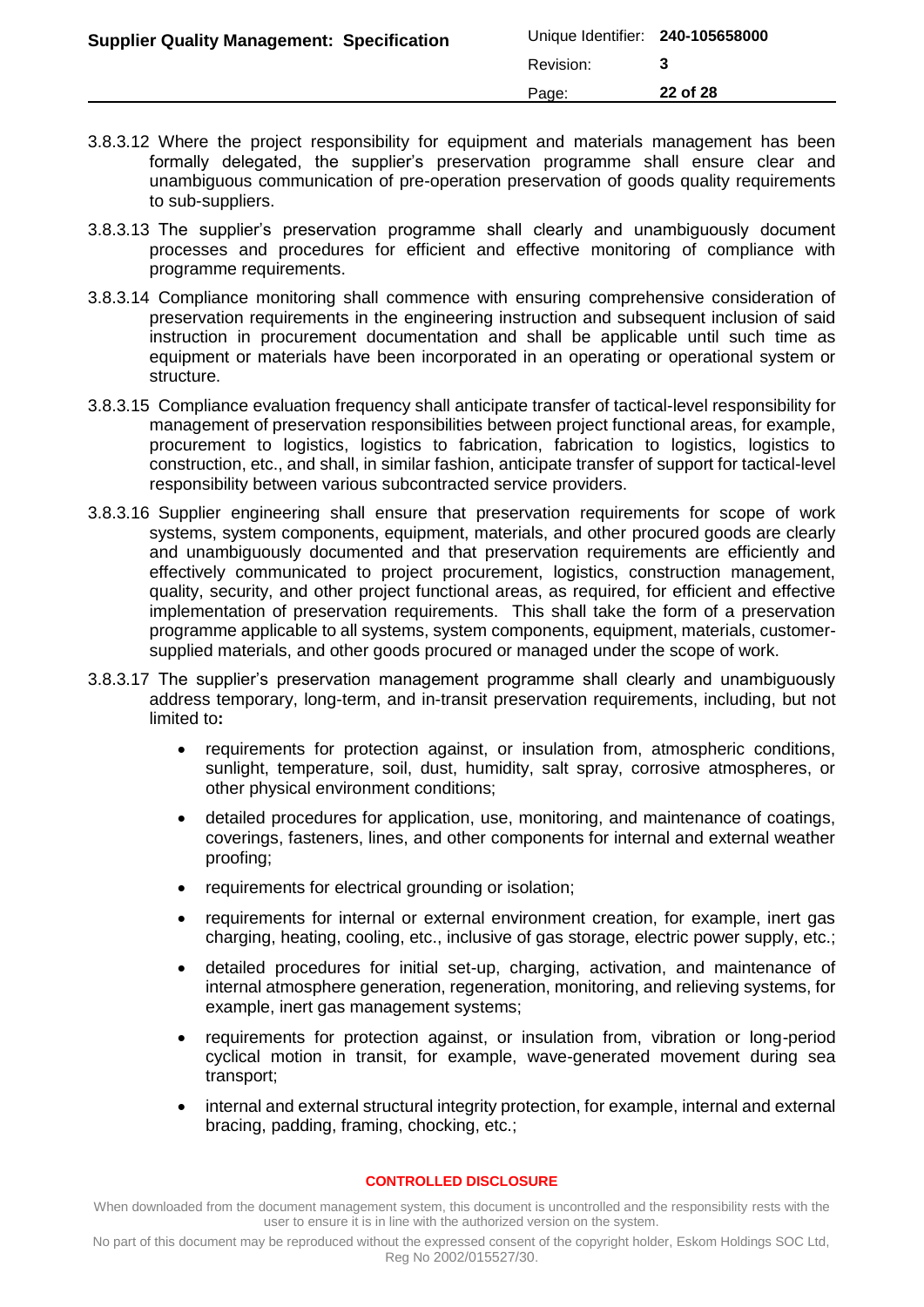3.8.3.12 Where the project responsibility for equipment and materials management has been formally delegated, the supplier's preservation programme shall ensure clear and unambiguous communication of pre-operation preservation of goods quality requirements to sub-suppliers.

3.8.3.13 The supplier's preservation programme shall clearly and unambiguously document processes and procedures for efficient and effective monitoring of compliance with programme requirements.

3.8.3.14 Compliance monitoring shall commence with ensuring comprehensive consideration of preservation requirements in the engineering instruction and subsequent inclusion of said instruction in procurement documentation and shall be applicable until such time as equipment or materials have been incorporated in an operating or operational system or structure.

3.8.3.15 Compliance evaluation frequency shall anticipate transfer of tactical-level responsibility for management of preservation responsibilities between project functional areas, for example, procurement to logistics, logistics to fabrication, fabrication to logistics, logistics to construction, etc., and shall, in similar fashion, anticipate transfer of support for tactical-level responsibility between various subcontracted service providers.

3.8.3.16 Supplier engineering shall ensure that preservation requirements for scope of work systems, system components, equipment, materials, and other procured goods are clearly and unambiguously documented and that preservation requirements are efficiently and effectively communicated to project procurement, logistics, construction management, quality, security, and other project functional areas, as required, for efficient and effective implementation of preservation requirements. This shall take the form of a preservation programme applicable to all systems, system components, equipment, materials, customer-supplied materials, and other goods procured or managed under the scope of work.

3.8.3.17 The supplier's preservation management programme shall clearly and unambiguously address temporary, long-term, and in-transit preservation requirements, including, but not limited to**:**

- requirements for protection against, or insulation from, atmospheric conditions, sunlight, temperature, soil, dust, humidity, salt spray, corrosive atmospheres, or other physical environment conditions;
- detailed procedures for application, use, monitoring, and maintenance of coatings, coverings, fasteners, lines, and other components for internal and external weather proofing;
- requirements for electrical grounding or isolation;
- requirements for internal or external environment creation, for example, inert gas charging, heating, cooling, etc., inclusive of gas storage, electric power supply, etc.;
- detailed procedures for initial set-up, charging, activation, and maintenance of internal atmosphere generation, regeneration, monitoring, and relieving systems, for example, inert gas management systems;
- requirements for protection against, or insulation from, vibration or long-period cyclical motion in transit, for example, wave-generated movement during sea transport;
- internal and external structural integrity protection, for example, internal and external bracing, padding, framing, chocking, etc.;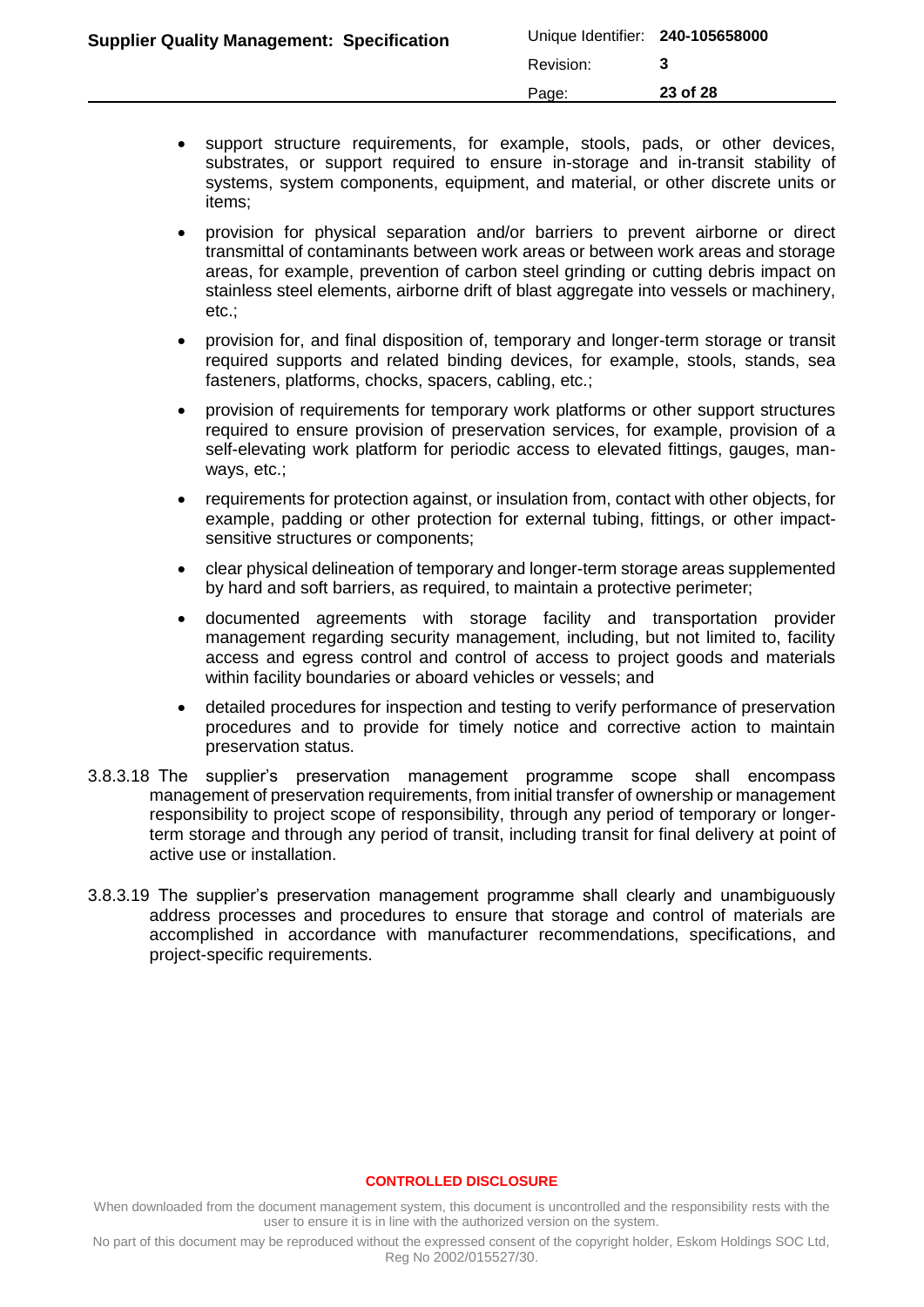- support structure requirements, for example, stools, pads, or other devices, substrates, or support required to ensure in-storage and in-transit stability of systems, system components, equipment, and material, or other discrete units or items;
- provision for physical separation and/or barriers to prevent airborne or direct transmittal of contaminants between work areas or between work areas and storage areas, for example, prevention of carbon steel grinding or cutting debris impact on stainless steel elements, airborne drift of blast aggregate into vessels or machinery, etc.;
- provision for, and final disposition of, temporary and longer-term storage or transit required supports and related binding devices, for example, stools, stands, sea fasteners, platforms, chocks, spacers, cabling, etc.;
- provision of requirements for temporary work platforms or other support structures required to ensure provision of preservation services, for example, provision of a self-elevating work platform for periodic access to elevated fittings, gauges, man-ways, etc.;
- requirements for protection against, or insulation from, contact with other objects, for example, padding or other protection for external tubing, fittings, or other impact-sensitive structures or components;
- clear physical delineation of temporary and longer-term storage areas supplemented by hard and soft barriers, as required, to maintain a protective perimeter;
- documented agreements with storage facility and transportation provider management regarding security management, including, but not limited to, facility access and egress control and control of access to project goods and materials within facility boundaries or aboard vehicles or vessels; and
- detailed procedures for inspection and testing to verify performance of preservation procedures and to provide for timely notice and corrective action to maintain preservation status.

3.8.3.18 The supplier's preservation management programme scope shall encompass management of preservation requirements, from initial transfer of ownership or management responsibility to project scope of responsibility, through any period of temporary or longer-term storage and through any period of transit, including transit for final delivery at point of active use or installation.

3.8.3.19 The supplier's preservation management programme shall clearly and unambiguously address processes and procedures to ensure that storage and control of materials are accomplished in accordance with manufacturer recommendations, specifications, and project-specific requirements.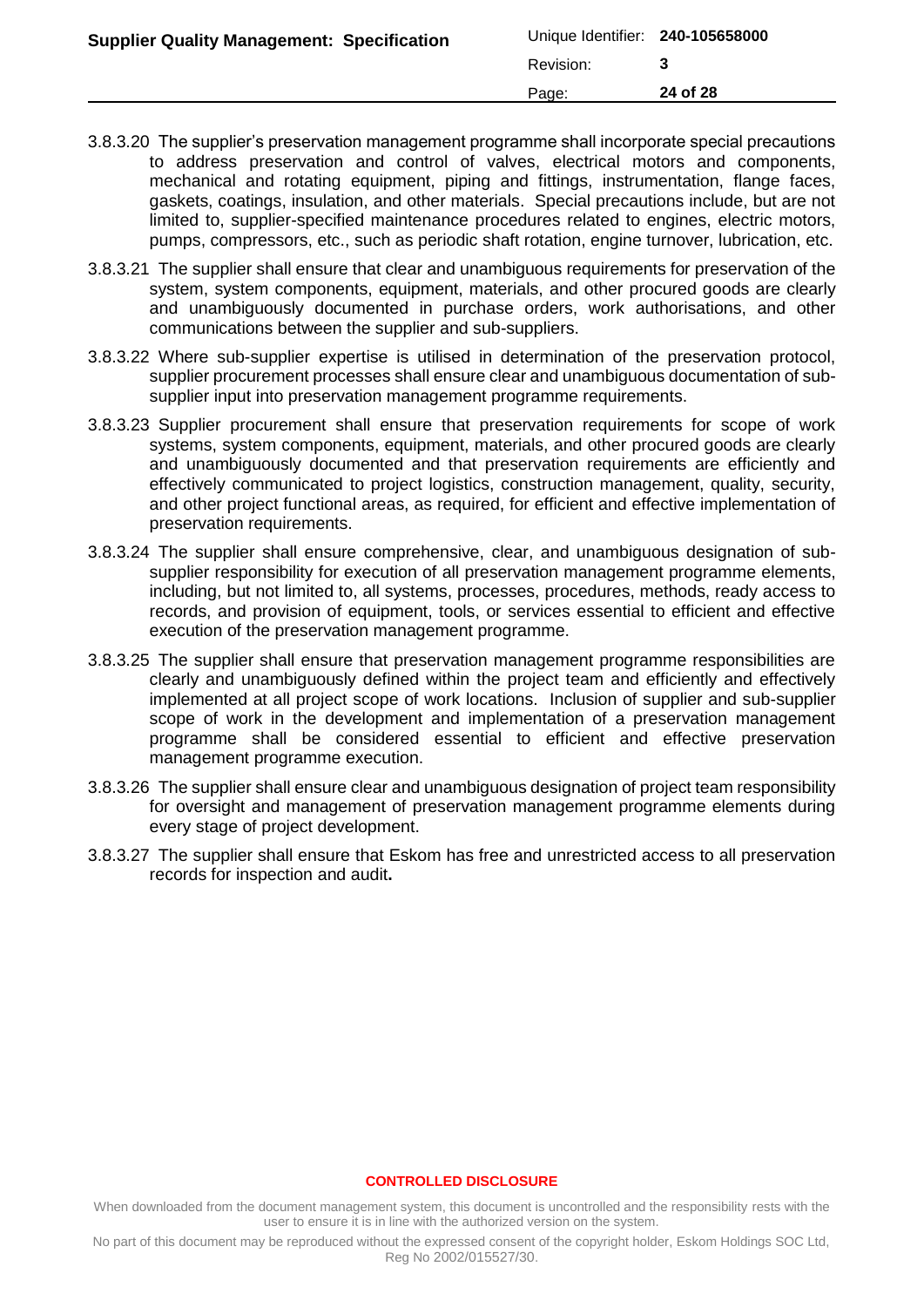3.8.3.20 The supplier's preservation management programme shall incorporate special precautions to address preservation and control of valves, electrical motors and components, mechanical and rotating equipment, piping and fittings, instrumentation, flange faces, gaskets, coatings, insulation, and other materials. Special precautions include, but are not limited to, supplier-specified maintenance procedures related to engines, electric motors, pumps, compressors, etc., such as periodic shaft rotation, engine turnover, lubrication, etc.

3.8.3.21 The supplier shall ensure that clear and unambiguous requirements for preservation of the system, system components, equipment, materials, and other procured goods are clearly and unambiguously documented in purchase orders, work authorisations, and other communications between the supplier and sub-suppliers.

3.8.3.22 Where sub-supplier expertise is utilised in determination of the preservation protocol, supplier procurement processes shall ensure clear and unambiguous documentation of sub-supplier input into preservation management programme requirements.

3.8.3.23 Supplier procurement shall ensure that preservation requirements for scope of work systems, system components, equipment, materials, and other procured goods are clearly and unambiguously documented and that preservation requirements are efficiently and effectively communicated to project logistics, construction management, quality, security, and other project functional areas, as required, for efficient and effective implementation of preservation requirements.

3.8.3.24 The supplier shall ensure comprehensive, clear, and unambiguous designation of sub-supplier responsibility for execution of all preservation management programme elements, including, but not limited to, all systems, processes, procedures, methods, ready access to records, and provision of equipment, tools, or services essential to efficient and effective execution of the preservation management programme.

3.8.3.25 The supplier shall ensure that preservation management programme responsibilities are clearly and unambiguously defined within the project team and efficiently and effectively implemented at all project scope of work locations. Inclusion of supplier and sub-supplier scope of work in the development and implementation of a preservation management programme shall be considered essential to efficient and effective preservation management programme execution.

3.8.3.26 The supplier shall ensure clear and unambiguous designation of project team responsibility for oversight and management of preservation management programme elements during every stage of project development.

3.8.3.27 The supplier shall ensure that Eskom has free and unrestricted access to all preservation records for inspection and audit**.**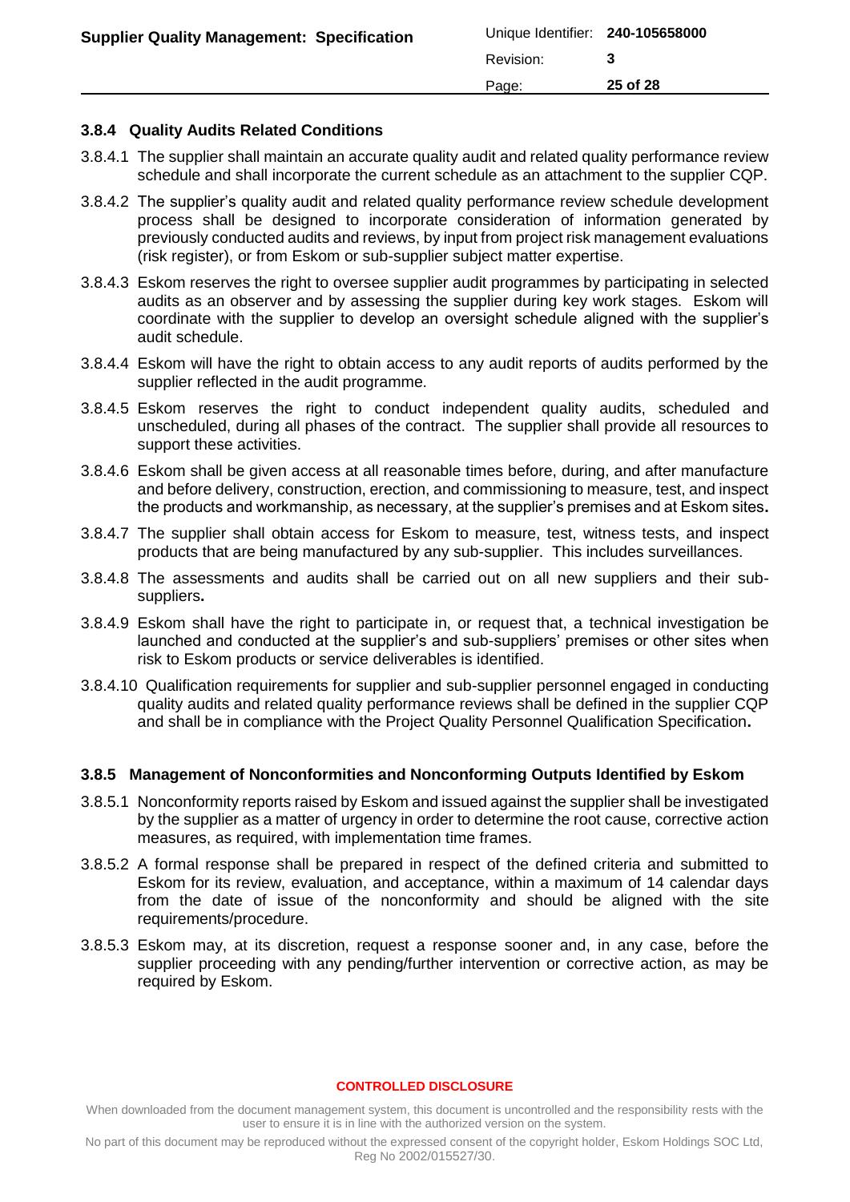### 3.8.4 Quality Audits Related Conditions

3.8.4.1 The supplier shall maintain an accurate quality audit and related quality performance review schedule and shall incorporate the current schedule as an attachment to the supplier CQP.

3.8.4.2 The supplier's quality audit and related quality performance review schedule development process shall be designed to incorporate consideration of information generated by previously conducted audits and reviews, by input from project risk management evaluations (risk register), or from Eskom or sub-supplier subject matter expertise.

3.8.4.3 Eskom reserves the right to oversee supplier audit programmes by participating in selected audits as an observer and by assessing the supplier during key work stages. Eskom will coordinate with the supplier to develop an oversight schedule aligned with the supplier's audit schedule.

3.8.4.4 Eskom will have the right to obtain access to any audit reports of audits performed by the supplier reflected in the audit programme.

3.8.4.5 Eskom reserves the right to conduct independent quality audits, scheduled and unscheduled, during all phases of the contract. The supplier shall provide all resources to support these activities.

3.8.4.6 Eskom shall be given access at all reasonable times before, during, and after manufacture and before delivery, construction, erection, and commissioning to measure, test, and inspect the products and workmanship, as necessary, at the supplier's premises and at Eskom sites**.**

3.8.4.7 The supplier shall obtain access for Eskom to measure, test, witness tests, and inspect products that are being manufactured by any sub-supplier. This includes surveillances.

3.8.4.8 The assessments and audits shall be carried out on all new suppliers and their sub-suppliers**.**

3.8.4.9 Eskom shall have the right to participate in, or request that, a technical investigation be launched and conducted at the supplier's and sub-suppliers' premises or other sites when risk to Eskom products or service deliverables is identified.

3.8.4.10 Qualification requirements for supplier and sub-supplier personnel engaged in conducting quality audits and related quality performance reviews shall be defined in the supplier CQP and shall be in compliance with the Project Quality Personnel Qualification Specification**.**

### 3.8.5 Management of Nonconformities and Nonconforming Outputs Identified by Eskom

3.8.5.1 Nonconformity reports raised by Eskom and issued against the supplier shall be investigated by the supplier as a matter of urgency in order to determine the root cause, corrective action measures, as required, with implementation time frames.

3.8.5.2 A formal response shall be prepared in respect of the defined criteria and submitted to Eskom for its review, evaluation, and acceptance, within a maximum of 14 calendar days from the date of issue of the nonconformity and should be aligned with the site requirements/procedure.

3.8.5.3 Eskom may, at its discretion, request a response sooner and, in any case, before the supplier proceeding with any pending/further intervention or corrective action, as may be required by Eskom.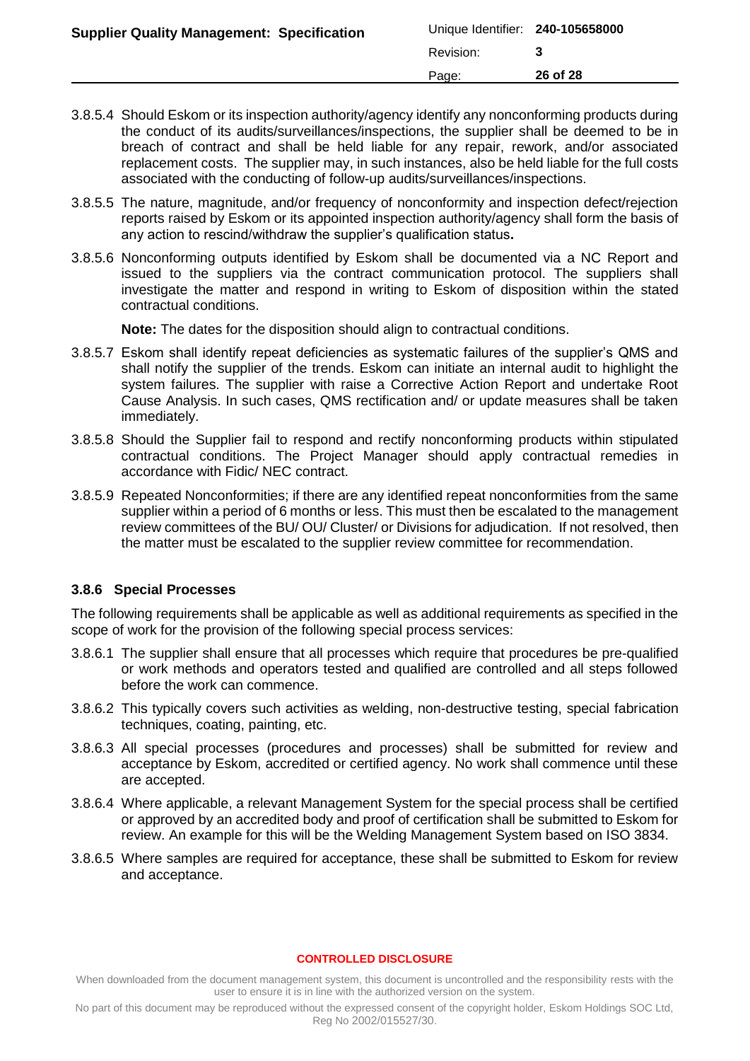3.8.5.4 Should Eskom or its inspection authority/agency identify any nonconforming products during the conduct of its audits/surveillances/inspections, the supplier shall be deemed to be in breach of contract and shall be held liable for any repair, rework, and/or associated replacement costs. The supplier may, in such instances, also be held liable for the full costs associated with the conducting of follow-up audits/surveillances/inspections.

3.8.5.5 The nature, magnitude, and/or frequency of nonconformity and inspection defect/rejection reports raised by Eskom or its appointed inspection authority/agency shall form the basis of any action to rescind/withdraw the supplier's qualification status**.**

3.8.5.6 Nonconforming outputs identified by Eskom shall be documented via a NC Report and issued to the suppliers via the contract communication protocol. The suppliers shall investigate the matter and respond in writing to Eskom of disposition within the stated contractual conditions.

**Note:** The dates for the disposition should align to contractual conditions.

3.8.5.7 Eskom shall identify repeat deficiencies as systematic failures of the supplier's QMS and shall notify the supplier of the trends. Eskom can initiate an internal audit to highlight the system failures. The supplier with raise a Corrective Action Report and undertake Root Cause Analysis. In such cases, QMS rectification and/ or update measures shall be taken immediately.

3.8.5.8 Should the Supplier fail to respond and rectify nonconforming products within stipulated contractual conditions. The Project Manager should apply contractual remedies in accordance with Fidic/ NEC contract.

3.8.5.9 Repeated Nonconformities; if there are any identified repeat nonconformities from the same supplier within a period of 6 months or less. This must then be escalated to the management review committees of the BU/ OU/ Cluster/ or Divisions for adjudication. If not resolved, then the matter must be escalated to the supplier review committee for recommendation.

### 3.8.6 Special Processes

The following requirements shall be applicable as well as additional requirements as specified in the scope of work for the provision of the following special process services:

3.8.6.1 The supplier shall ensure that all processes which require that procedures be pre-qualified or work methods and operators tested and qualified are controlled and all steps followed before the work can commence.

3.8.6.2 This typically covers such activities as welding, non-destructive testing, special fabrication techniques, coating, painting, etc.

3.8.6.3 All special processes (procedures and processes) shall be submitted for review and acceptance by Eskom, accredited or certified agency. No work shall commence until these are accepted.

3.8.6.4 Where applicable, a relevant Management System for the special process shall be certified or approved by an accredited body and proof of certification shall be submitted to Eskom for review. An example for this will be the Welding Management System based on ISO 3834.

3.8.6.5 Where samples are required for acceptance, these shall be submitted to Eskom for review and acceptance.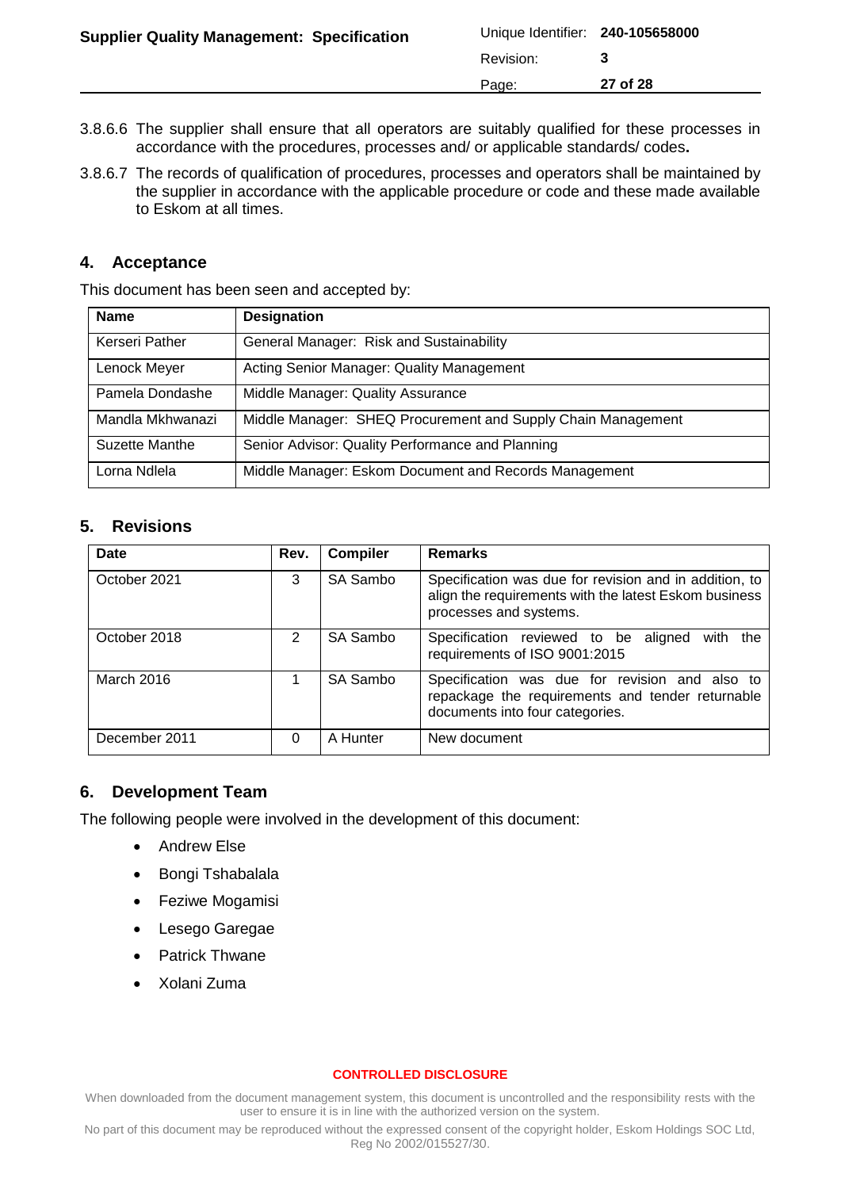3.8.6.6 The supplier shall ensure that all operators are suitably qualified for these processes in accordance with the procedures, processes and/ or applicable standards/ codes**.**

3.8.6.7 The records of qualification of procedures, processes and operators shall be maintained by the supplier in accordance with the applicable procedure or code and these made available to Eskom at all times.

## 4. Acceptance

This document has been seen and accepted by:

| Name | Designation |
|---|---|
| Kerseri Pather | General Manager: Risk and Sustainability |
| Lenock Meyer | Acting Senior Manager: Quality Management |
| Pamela Dondashe | Middle Manager: Quality Assurance |
| Mandla Mkhwanazi | Middle Manager: SHEQ Procurement and Supply Chain Management |
| Suzette Manthe | Senior Advisor: Quality Performance and Planning |
| Lorna Ndlela | Middle Manager: Eskom Document and Records Management |

## 5. Revisions

| Date | Rev. | Compiler | Remarks |
|---|---|---|---|
| October 2021 | 3 | SA Sambo | Specification was due for revision and in addition, to align the requirements with the latest Eskom business processes and systems. |
| October 2018 | 2 | SA Sambo | Specification reviewed to be aligned with the requirements of ISO 9001:2015 |
| March 2016 | 1 | SA Sambo | Specification was due for revision and also to repackage the requirements and tender returnable documents into four categories. |
| December 2011 | 0 | A Hunter | New document |

## 6. Development Team

The following people were involved in the development of this document:

- Andrew Else
- Bongi Tshabalala
- Feziwe Mogamisi
- Lesego Garegae
- Patrick Thwane
- Xolani Zuma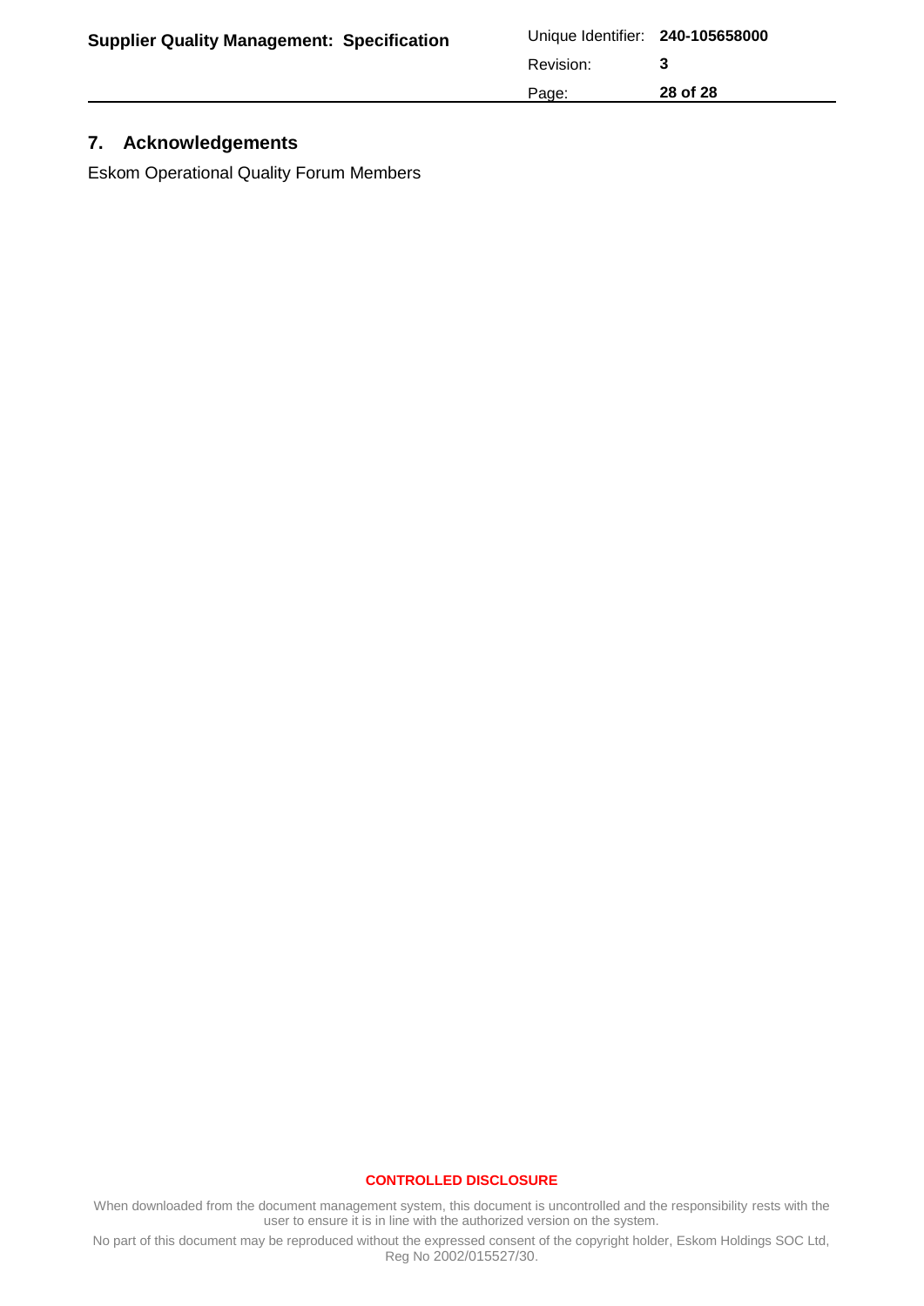## 7. Acknowledgements

Eskom Operational Quality Forum Members